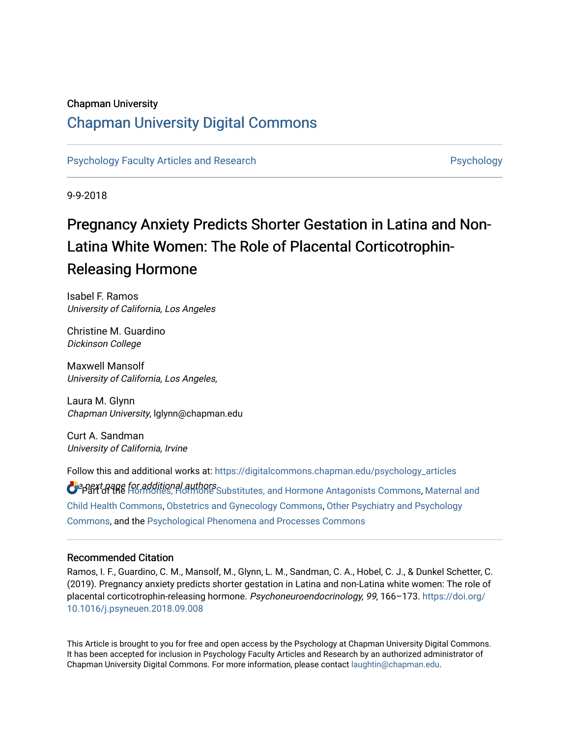Chapman University

# Chapman University Digital Commons

Psychology Faculty Articles and Research | Psychology

9-9-2018

# Pregnancy Anxiety Predicts Shorter Gestation in Latina and Non-Latina White Women: The Role of Placental Corticotrophin-Releasing Hormone

Isabel F. Ramos
*University of California, Los Angeles*

Christine M. Guardino
*Dickinson College*

Maxwell Mansolf
*University of California, Los Angeles,*

Laura M. Glynn
*Chapman University*, lglynn@chapman.edu

Curt A. Sandman
*University of California, Irvine*

*See next page for additional authors*

Follow this and additional works at: https://digitalcommons.chapman.edu/psychology_articles

Part of the Hormones, Hormone Substitutes, and Hormone Antagonists Commons, Maternal and Child Health Commons, Obstetrics and Gynecology Commons, Other Psychiatry and Psychology Commons, and the Psychological Phenomena and Processes Commons

## Recommended Citation

Ramos, I. F., Guardino, C. M., Mansolf, M., Glynn, L. M., Sandman, C. A., Hobel, C. J., & Dunkel Schetter, C. (2019). Pregnancy anxiety predicts shorter gestation in Latina and non-Latina white women: The role of placental corticotrophin-releasing hormone. *Psychoneuroendocrinology, 99*, 166–173. https://doi.org/10.1016/j.psyneuen.2018.09.008

This Article is brought to you for free and open access by the Psychology at Chapman University Digital Commons. It has been accepted for inclusion in Psychology Faculty Articles and Research by an authorized administrator of Chapman University Digital Commons. For more information, please contact laughtin@chapman.edu.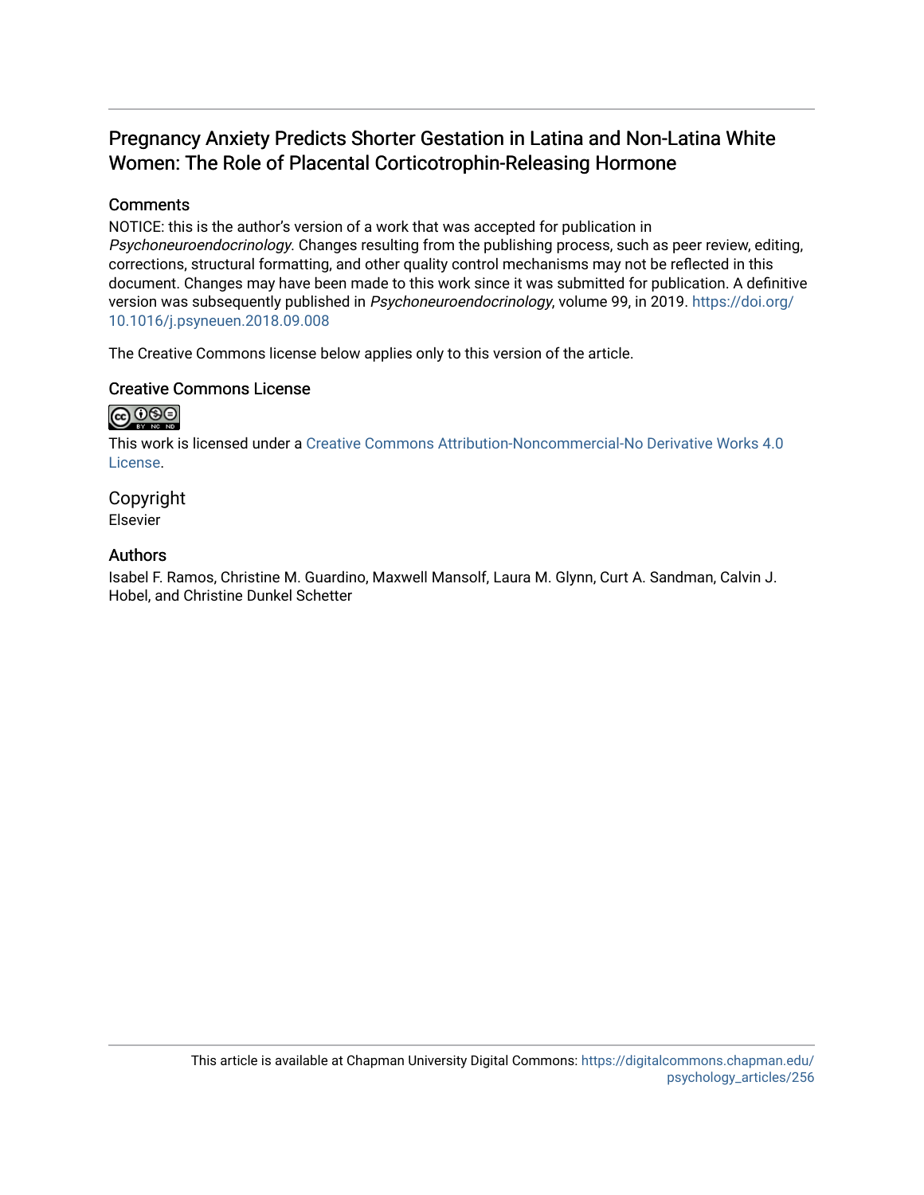# Pregnancy Anxiety Predicts Shorter Gestation in Latina and Non-Latina White Women: The Role of Placental Corticotrophin-Releasing Hormone

## Comments

NOTICE: this is the author's version of a work that was accepted for publication in *Psychoneuroendocrinology*. Changes resulting from the publishing process, such as peer review, editing, corrections, structural formatting, and other quality control mechanisms may not be reflected in this document. Changes may have been made to this work since it was submitted for publication. A definitive version was subsequently published in *Psychoneuroendocrinology*, volume 99, in 2019. https://doi.org/10.1016/j.psyneuen.2018.09.008

The Creative Commons license below applies only to this version of the article.

## Creative Commons License

This work is licensed under a Creative Commons Attribution-Noncommercial-No Derivative Works 4.0 License.

## Copyright

Elsevier

## Authors

Isabel F. Ramos, Christine M. Guardino, Maxwell Mansolf, Laura M. Glynn, Curt A. Sandman, Calvin J. Hobel, and Christine Dunkel Schetter

This article is available at Chapman University Digital Commons: https://digitalcommons.chapman.edu/psychology_articles/256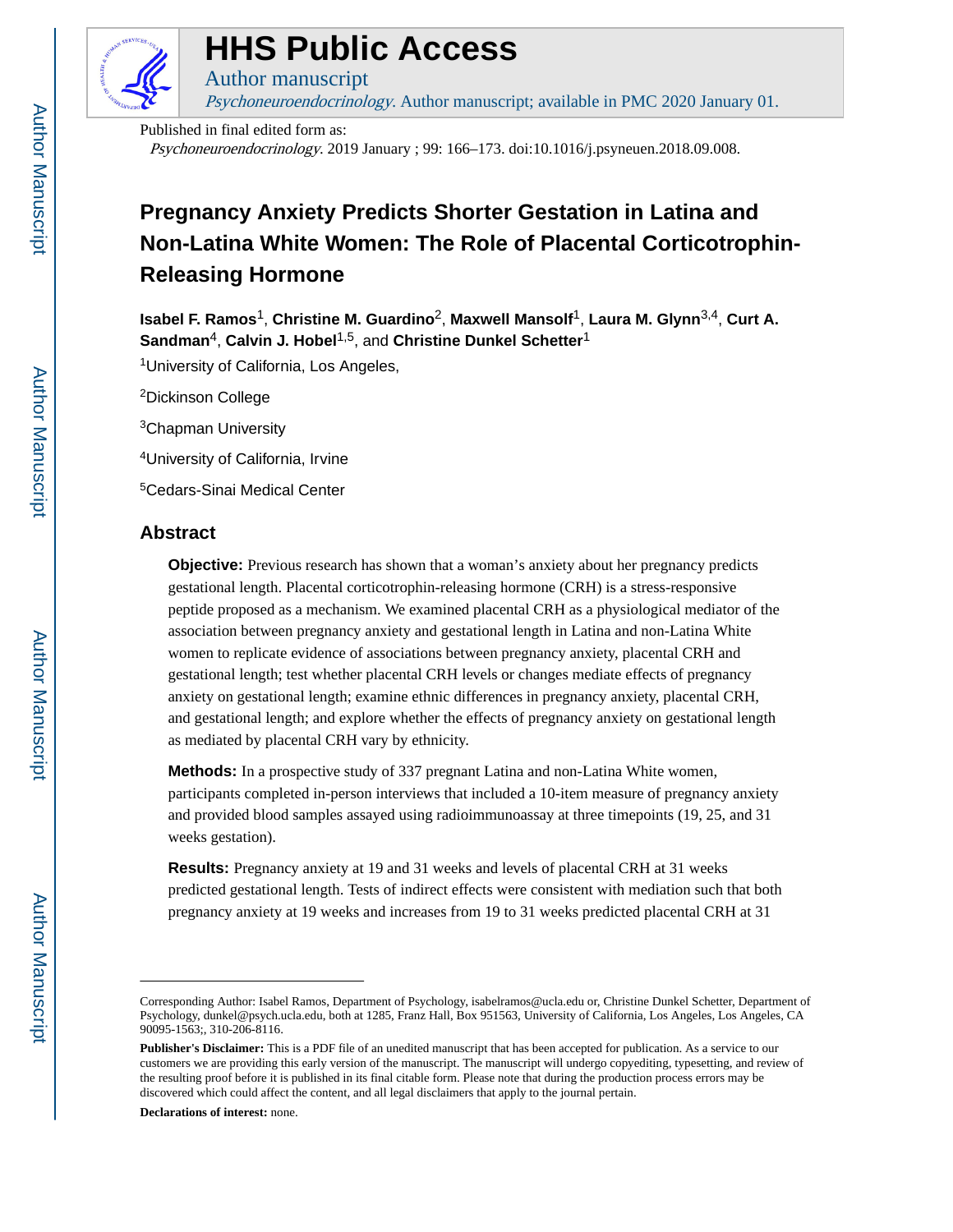# HHS Public Access

Author manuscript

*Psychoneuroendocrinology*. Author manuscript; available in PMC 2020 January 01.

Published in final edited form as:

*Psychoneuroendocrinology*. 2019 January ; 99: 166–173. doi:10.1016/j.psyneuen.2018.09.008.

# Pregnancy Anxiety Predicts Shorter Gestation in Latina and Non-Latina White Women: The Role of Placental Corticotrophin-Releasing Hormone

**Isabel F. Ramos**[1], **Christine M. Guardino**[2], **Maxwell Mansolf**[1], **Laura M. Glynn**[3,4], **Curt A. Sandman**[4], **Calvin J. Hobel**[1,5], and **Christine Dunkel Schetter**[1]

[1]University of California, Los Angeles,

[2]Dickinson College

[3]Chapman University

[4]University of California, Irvine

[5]Cedars-Sinai Medical Center

## Abstract

**Objective:** Previous research has shown that a woman's anxiety about her pregnancy predicts gestational length. Placental corticotrophin-releasing hormone (CRH) is a stress-responsive peptide proposed as a mechanism. We examined placental CRH as a physiological mediator of the association between pregnancy anxiety and gestational length in Latina and non-Latina White women to replicate evidence of associations between pregnancy anxiety, placental CRH and gestational length; test whether placental CRH levels or changes mediate effects of pregnancy anxiety on gestational length; examine ethnic differences in pregnancy anxiety, placental CRH, and gestational length; and explore whether the effects of pregnancy anxiety on gestational length as mediated by placental CRH vary by ethnicity.

**Methods:** In a prospective study of 337 pregnant Latina and non-Latina White women, participants completed in-person interviews that included a 10-item measure of pregnancy anxiety and provided blood samples assayed using radioimmunoassay at three timepoints (19, 25, and 31 weeks gestation).

**Results:** Pregnancy anxiety at 19 and 31 weeks and levels of placental CRH at 31 weeks predicted gestational length. Tests of indirect effects were consistent with mediation such that both pregnancy anxiety at 19 weeks and increases from 19 to 31 weeks predicted placental CRH at 31

---

Corresponding Author: Isabel Ramos, Department of Psychology, isabelramos@ucla.edu or, Christine Dunkel Schetter, Department of Psychology, dunkel@psych.ucla.edu, both at 1285, Franz Hall, Box 951563, University of California, Los Angeles, Los Angeles, CA 90095-1563;, 310-206-8116.

**Publisher's Disclaimer:** This is a PDF file of an unedited manuscript that has been accepted for publication. As a service to our customers we are providing this early version of the manuscript. The manuscript will undergo copyediting, typesetting, and review of the resulting proof before it is published in its final citable form. Please note that during the production process errors may be discovered which could affect the content, and all legal disclaimers that apply to the journal pertain.

**Declarations of interest:** none.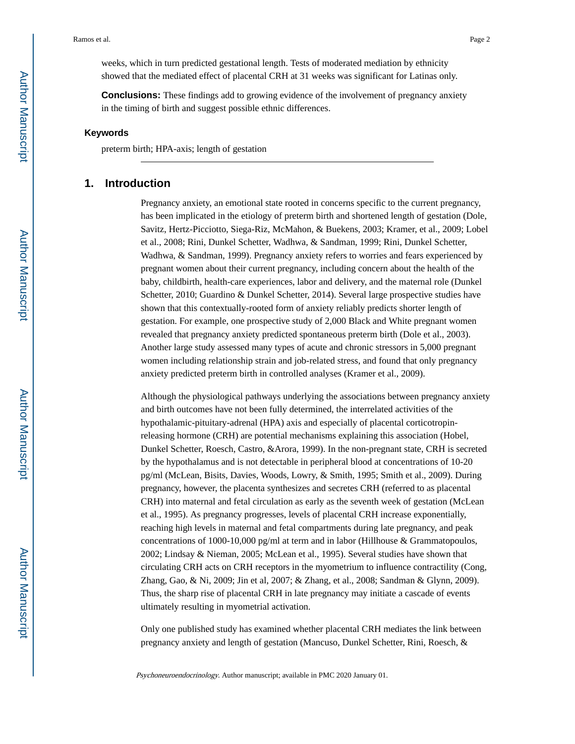weeks, which in turn predicted gestational length. Tests of moderated mediation by ethnicity showed that the mediated effect of placental CRH at 31 weeks was significant for Latinas only.

**Conclusions:** These findings add to growing evidence of the involvement of pregnancy anxiety in the timing of birth and suggest possible ethnic differences.

### Keywords

preterm birth; HPA-axis; length of gestation

## 1. Introduction

Pregnancy anxiety, an emotional state rooted in concerns specific to the current pregnancy, has been implicated in the etiology of preterm birth and shortened length of gestation (Dole, Savitz, Hertz-Picciotto, Siega-Riz, McMahon, & Buekens, 2003; Kramer, et al., 2009; Lobel et al., 2008; Rini, Dunkel Schetter, Wadhwa, & Sandman, 1999; Rini, Dunkel Schetter, Wadhwa, & Sandman, 1999). Pregnancy anxiety refers to worries and fears experienced by pregnant women about their current pregnancy, including concern about the health of the baby, childbirth, health-care experiences, labor and delivery, and the maternal role (Dunkel Schetter, 2010; Guardino & Dunkel Schetter, 2014). Several large prospective studies have shown that this contextually-rooted form of anxiety reliably predicts shorter length of gestation. For example, one prospective study of 2,000 Black and White pregnant women revealed that pregnancy anxiety predicted spontaneous preterm birth (Dole et al., 2003). Another large study assessed many types of acute and chronic stressors in 5,000 pregnant women including relationship strain and job-related stress, and found that only pregnancy anxiety predicted preterm birth in controlled analyses (Kramer et al., 2009).

Although the physiological pathways underlying the associations between pregnancy anxiety and birth outcomes have not been fully determined, the interrelated activities of the hypothalamic-pituitary-adrenal (HPA) axis and especially of placental corticotropin-releasing hormone (CRH) are potential mechanisms explaining this association (Hobel, Dunkel Schetter, Roesch, Castro, &Arora, 1999). In the non-pregnant state, CRH is secreted by the hypothalamus and is not detectable in peripheral blood at concentrations of 10-20 pg/ml (McLean, Bisits, Davies, Woods, Lowry, & Smith, 1995; Smith et al., 2009). During pregnancy, however, the placenta synthesizes and secretes CRH (referred to as placental CRH) into maternal and fetal circulation as early as the seventh week of gestation (McLean et al., 1995). As pregnancy progresses, levels of placental CRH increase exponentially, reaching high levels in maternal and fetal compartments during late pregnancy, and peak concentrations of 1000-10,000 pg/ml at term and in labor (Hillhouse & Grammatopoulos, 2002; Lindsay & Nieman, 2005; McLean et al., 1995). Several studies have shown that circulating CRH acts on CRH receptors in the myometrium to influence contractility (Cong, Zhang, Gao, & Ni, 2009; Jin et al, 2007; & Zhang, et al., 2008; Sandman & Glynn, 2009). Thus, the sharp rise of placental CRH in late pregnancy may initiate a cascade of events ultimately resulting in myometrial activation.

Only one published study has examined whether placental CRH mediates the link between pregnancy anxiety and length of gestation (Mancuso, Dunkel Schetter, Rini, Roesch, &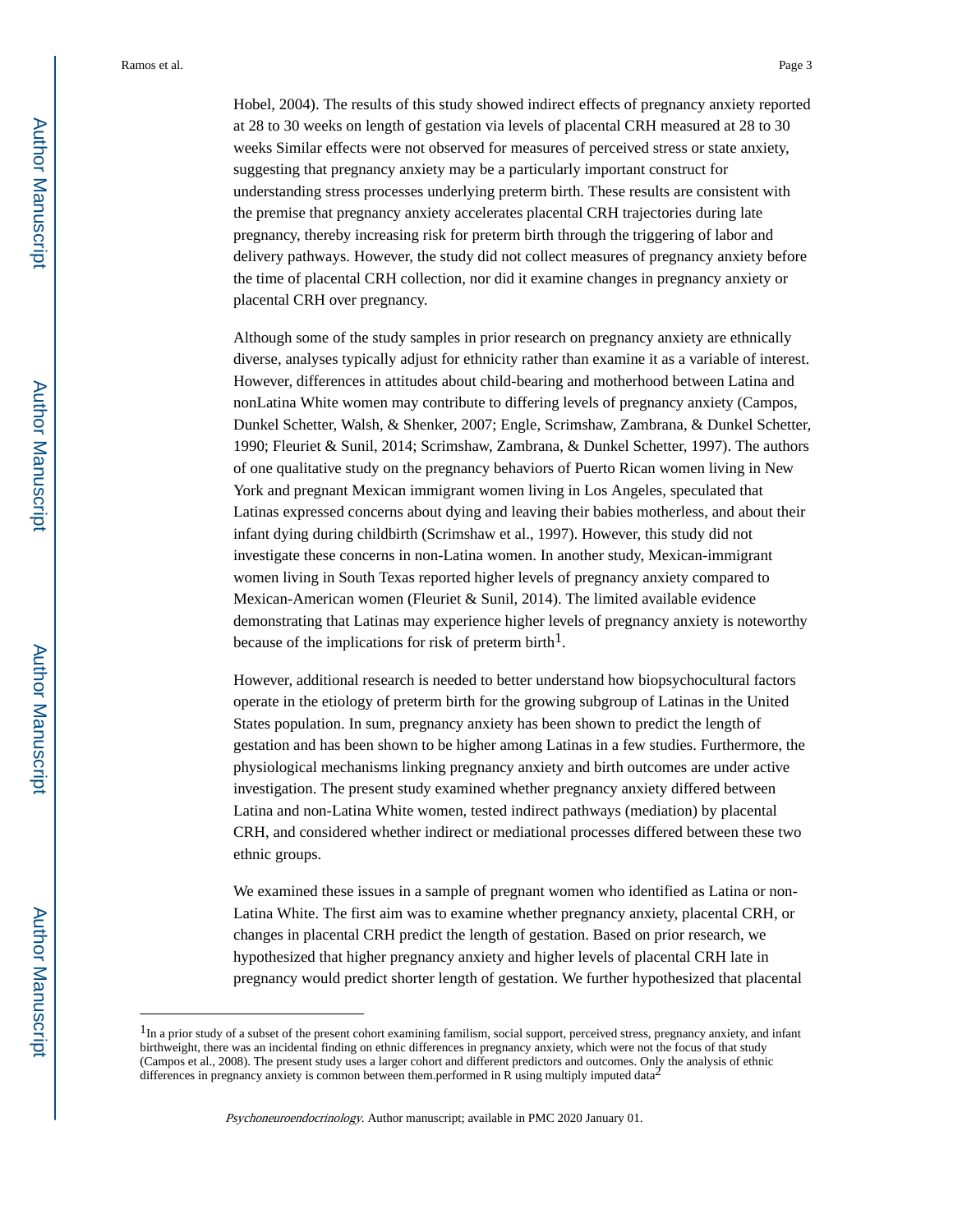Hobel, 2004). The results of this study showed indirect effects of pregnancy anxiety reported at 28 to 30 weeks on length of gestation via levels of placental CRH measured at 28 to 30 weeks Similar effects were not observed for measures of perceived stress or state anxiety, suggesting that pregnancy anxiety may be a particularly important construct for understanding stress processes underlying preterm birth. These results are consistent with the premise that pregnancy anxiety accelerates placental CRH trajectories during late pregnancy, thereby increasing risk for preterm birth through the triggering of labor and delivery pathways. However, the study did not collect measures of pregnancy anxiety before the time of placental CRH collection, nor did it examine changes in pregnancy anxiety or placental CRH over pregnancy.

Although some of the study samples in prior research on pregnancy anxiety are ethnically diverse, analyses typically adjust for ethnicity rather than examine it as a variable of interest. However, differences in attitudes about child-bearing and motherhood between Latina and nonLatina White women may contribute to differing levels of pregnancy anxiety (Campos, Dunkel Schetter, Walsh, & Shenker, 2007; Engle, Scrimshaw, Zambrana, & Dunkel Schetter, 1990; Fleuriet & Sunil, 2014; Scrimshaw, Zambrana, & Dunkel Schetter, 1997). The authors of one qualitative study on the pregnancy behaviors of Puerto Rican women living in New York and pregnant Mexican immigrant women living in Los Angeles, speculated that Latinas expressed concerns about dying and leaving their babies motherless, and about their infant dying during childbirth (Scrimshaw et al., 1997). However, this study did not investigate these concerns in non-Latina women. In another study, Mexican-immigrant women living in South Texas reported higher levels of pregnancy anxiety compared to Mexican-American women (Fleuriet & Sunil, 2014). The limited available evidence demonstrating that Latinas may experience higher levels of pregnancy anxiety is noteworthy because of the implications for risk of preterm birth[1].

However, additional research is needed to better understand how biopsychocultural factors operate in the etiology of preterm birth for the growing subgroup of Latinas in the United States population. In sum, pregnancy anxiety has been shown to predict the length of gestation and has been shown to be higher among Latinas in a few studies. Furthermore, the physiological mechanisms linking pregnancy anxiety and birth outcomes are under active investigation. The present study examined whether pregnancy anxiety differed between Latina and non-Latina White women, tested indirect pathways (mediation) by placental CRH, and considered whether indirect or mediational processes differed between these two ethnic groups.

We examined these issues in a sample of pregnant women who identified as Latina or non-Latina White. The first aim was to examine whether pregnancy anxiety, placental CRH, or changes in placental CRH predict the length of gestation. Based on prior research, we hypothesized that higher pregnancy anxiety and higher levels of placental CRH late in pregnancy would predict shorter length of gestation. We further hypothesized that placental

---

[1] In a prior study of a subset of the present cohort examining familism, social support, perceived stress, pregnancy anxiety, and infant birthweight, there was an incidental finding on ethnic differences in pregnancy anxiety, which were not the focus of that study (Campos et al., 2008). The present study uses a larger cohort and different predictors and outcomes. Only the analysis of ethnic differences in pregnancy anxiety is common between them.performed in R using multiply imputed data[2]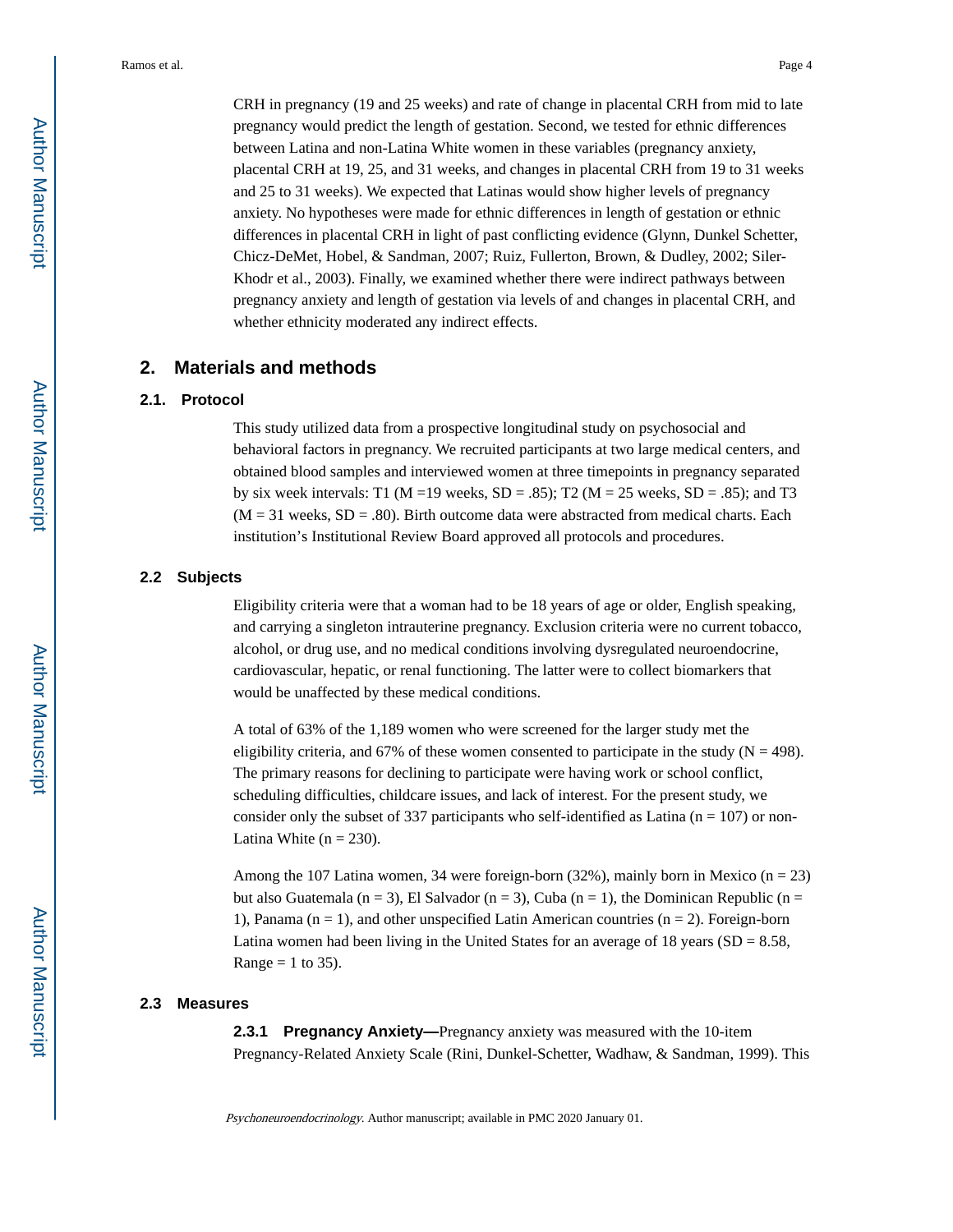CRH in pregnancy (19 and 25 weeks) and rate of change in placental CRH from mid to late pregnancy would predict the length of gestation. Second, we tested for ethnic differences between Latina and non-Latina White women in these variables (pregnancy anxiety, placental CRH at 19, 25, and 31 weeks, and changes in placental CRH from 19 to 31 weeks and 25 to 31 weeks). We expected that Latinas would show higher levels of pregnancy anxiety. No hypotheses were made for ethnic differences in length of gestation or ethnic differences in placental CRH in light of past conflicting evidence (Glynn, Dunkel Schetter, Chicz-DeMet, Hobel, & Sandman, 2007; Ruiz, Fullerton, Brown, & Dudley, 2002; Siler-Khodr et al., 2003). Finally, we examined whether there were indirect pathways between pregnancy anxiety and length of gestation via levels of and changes in placental CRH, and whether ethnicity moderated any indirect effects.

## 2. Materials and methods

### 2.1. Protocol

This study utilized data from a prospective longitudinal study on psychosocial and behavioral factors in pregnancy. We recruited participants at two large medical centers, and obtained blood samples and interviewed women at three timepoints in pregnancy separated by six week intervals: T1 (M =19 weeks, SD = .85); T2 (M = 25 weeks, SD = .85); and T3 (M = 31 weeks, SD = .80). Birth outcome data were abstracted from medical charts. Each institution's Institutional Review Board approved all protocols and procedures.

### 2.2 Subjects

Eligibility criteria were that a woman had to be 18 years of age or older, English speaking, and carrying a singleton intrauterine pregnancy. Exclusion criteria were no current tobacco, alcohol, or drug use, and no medical conditions involving dysregulated neuroendocrine, cardiovascular, hepatic, or renal functioning. The latter were to collect biomarkers that would be unaffected by these medical conditions.

A total of 63% of the 1,189 women who were screened for the larger study met the eligibility criteria, and 67% of these women consented to participate in the study (N = 498). The primary reasons for declining to participate were having work or school conflict, scheduling difficulties, childcare issues, and lack of interest. For the present study, we consider only the subset of 337 participants who self-identified as Latina (n = 107) or non-Latina White (n = 230).

Among the 107 Latina women, 34 were foreign-born (32%), mainly born in Mexico (n = 23) but also Guatemala (n = 3), El Salvador (n = 3), Cuba (n = 1), the Dominican Republic (n = 1), Panama (n = 1), and other unspecified Latin American countries (n = 2). Foreign-born Latina women had been living in the United States for an average of 18 years (SD = 8.58, Range = 1 to 35).

### 2.3 Measures

**2.3.1 Pregnancy Anxiety—**Pregnancy anxiety was measured with the 10-item Pregnancy-Related Anxiety Scale (Rini, Dunkel-Schetter, Wadhaw, & Sandman, 1999). This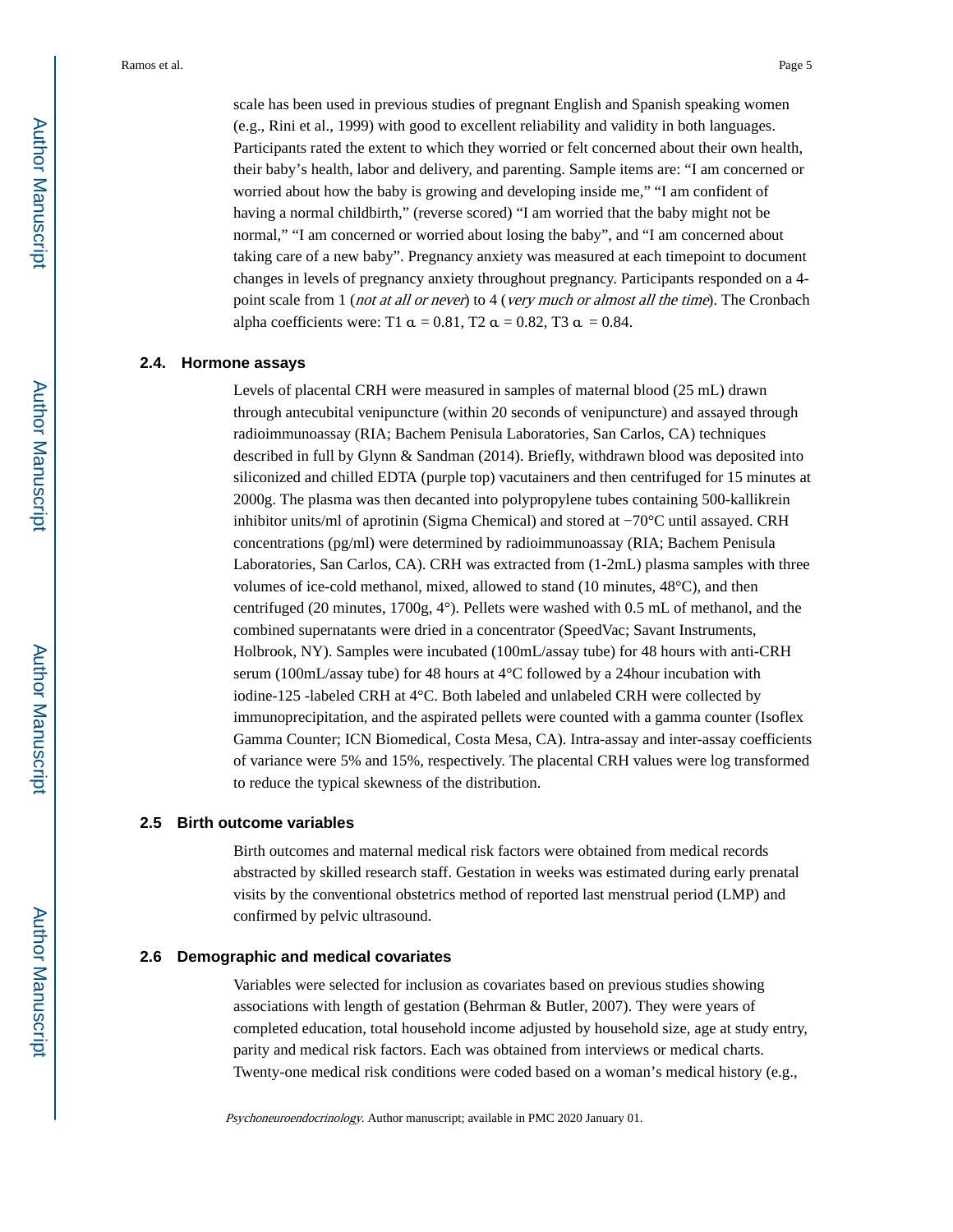scale has been used in previous studies of pregnant English and Spanish speaking women (e.g., Rini et al., 1999) with good to excellent reliability and validity in both languages. Participants rated the extent to which they worried or felt concerned about their own health, their baby's health, labor and delivery, and parenting. Sample items are: "I am concerned or worried about how the baby is growing and developing inside me," "I am confident of having a normal childbirth," (reverse scored) "I am worried that the baby might not be normal," "I am concerned or worried about losing the baby", and "I am concerned about taking care of a new baby". Pregnancy anxiety was measured at each timepoint to document changes in levels of pregnancy anxiety throughout pregnancy. Participants responded on a 4-point scale from 1 (*not at all or never*) to 4 (*very much or almost all the time*). The Cronbach alpha coefficients were: T1 $\alpha = 0.81$, T2 $\alpha = 0.82$, T3 $\alpha = 0.84$.

### 2.4. Hormone assays

Levels of placental CRH were measured in samples of maternal blood (25 mL) drawn through antecubital venipuncture (within 20 seconds of venipuncture) and assayed through radioimmunoassay (RIA; Bachem Penisula Laboratories, San Carlos, CA) techniques described in full by Glynn & Sandman (2014). Briefly, withdrawn blood was deposited into siliconized and chilled EDTA (purple top) vacutainers and then centrifuged for 15 minutes at 2000g. The plasma was then decanted into polypropylene tubes containing 500-kallikrein inhibitor units/ml of aprotinin (Sigma Chemical) and stored at −70°C until assayed. CRH concentrations (pg/ml) were determined by radioimmunoassay (RIA; Bachem Penisula Laboratories, San Carlos, CA). CRH was extracted from (1-2mL) plasma samples with three volumes of ice-cold methanol, mixed, allowed to stand (10 minutes, 48°C), and then centrifuged (20 minutes, 1700g, 4°). Pellets were washed with 0.5 mL of methanol, and the combined supernatants were dried in a concentrator (SpeedVac; Savant Instruments, Holbrook, NY). Samples were incubated (100mL/assay tube) for 48 hours with anti-CRH serum (100mL/assay tube) for 48 hours at 4°C followed by a 24hour incubation with iodine-125 -labeled CRH at 4°C. Both labeled and unlabeled CRH were collected by immunoprecipitation, and the aspirated pellets were counted with a gamma counter (Isoflex Gamma Counter; ICN Biomedical, Costa Mesa, CA). Intra-assay and inter-assay coefficients of variance were 5% and 15%, respectively. The placental CRH values were log transformed to reduce the typical skewness of the distribution.

### 2.5 Birth outcome variables

Birth outcomes and maternal medical risk factors were obtained from medical records abstracted by skilled research staff. Gestation in weeks was estimated during early prenatal visits by the conventional obstetrics method of reported last menstrual period (LMP) and confirmed by pelvic ultrasound.

### 2.6 Demographic and medical covariates

Variables were selected for inclusion as covariates based on previous studies showing associations with length of gestation (Behrman & Butler, 2007). They were years of completed education, total household income adjusted by household size, age at study entry, parity and medical risk factors. Each was obtained from interviews or medical charts. Twenty-one medical risk conditions were coded based on a woman's medical history (e.g.,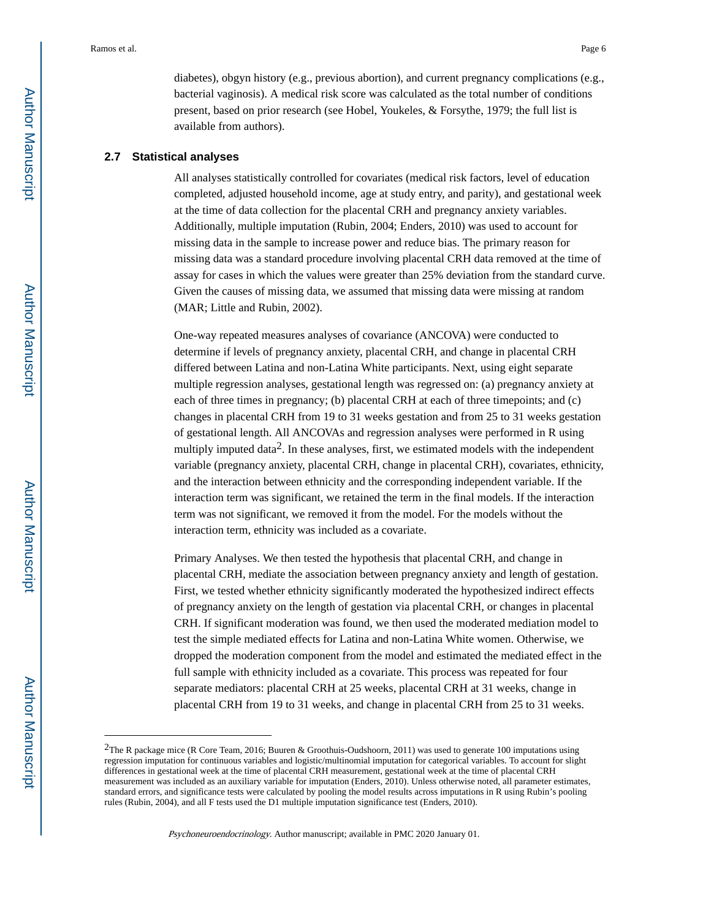diabetes), obgyn history (e.g., previous abortion), and current pregnancy complications (e.g., bacterial vaginosis). A medical risk score was calculated as the total number of conditions present, based on prior research (see Hobel, Youkeles, & Forsythe, 1979; the full list is available from authors).

### 2.7 Statistical analyses

All analyses statistically controlled for covariates (medical risk factors, level of education completed, adjusted household income, age at study entry, and parity), and gestational week at the time of data collection for the placental CRH and pregnancy anxiety variables. Additionally, multiple imputation (Rubin, 2004; Enders, 2010) was used to account for missing data in the sample to increase power and reduce bias. The primary reason for missing data was a standard procedure involving placental CRH data removed at the time of assay for cases in which the values were greater than 25% deviation from the standard curve. Given the causes of missing data, we assumed that missing data were missing at random (MAR; Little and Rubin, 2002).

One-way repeated measures analyses of covariance (ANCOVA) were conducted to determine if levels of pregnancy anxiety, placental CRH, and change in placental CRH differed between Latina and non-Latina White participants. Next, using eight separate multiple regression analyses, gestational length was regressed on: (a) pregnancy anxiety at each of three times in pregnancy; (b) placental CRH at each of three timepoints; and (c) changes in placental CRH from 19 to 31 weeks gestation and from 25 to 31 weeks gestation of gestational length. All ANCOVAs and regression analyses were performed in R using multiply imputed data[2]. In these analyses, first, we estimated models with the independent variable (pregnancy anxiety, placental CRH, change in placental CRH), covariates, ethnicity, and the interaction between ethnicity and the corresponding independent variable. If the interaction term was significant, we retained the term in the final models. If the interaction term was not significant, we removed it from the model. For the models without the interaction term, ethnicity was included as a covariate.

Primary Analyses. We then tested the hypothesis that placental CRH, and change in placental CRH, mediate the association between pregnancy anxiety and length of gestation. First, we tested whether ethnicity significantly moderated the hypothesized indirect effects of pregnancy anxiety on the length of gestation via placental CRH, or changes in placental CRH. If significant moderation was found, we then used the moderated mediation model to test the simple mediated effects for Latina and non-Latina White women. Otherwise, we dropped the moderation component from the model and estimated the mediated effect in the full sample with ethnicity included as a covariate. This process was repeated for four separate mediators: placental CRH at 25 weeks, placental CRH at 31 weeks, change in placental CRH from 19 to 31 weeks, and change in placental CRH from 25 to 31 weeks.

---

[2]The R package mice (R Core Team, 2016; Buuren & Groothuis-Oudshoorn, 2011) was used to generate 100 imputations using regression imputation for continuous variables and logistic/multinomial imputation for categorical variables. To account for slight differences in gestational week at the time of placental CRH measurement, gestational week at the time of placental CRH measurement was included as an auxiliary variable for imputation (Enders, 2010). Unless otherwise noted, all parameter estimates, standard errors, and significance tests were calculated by pooling the model results across imputations in R using Rubin's pooling rules (Rubin, 2004), and all F tests used the D1 multiple imputation significance test (Enders, 2010).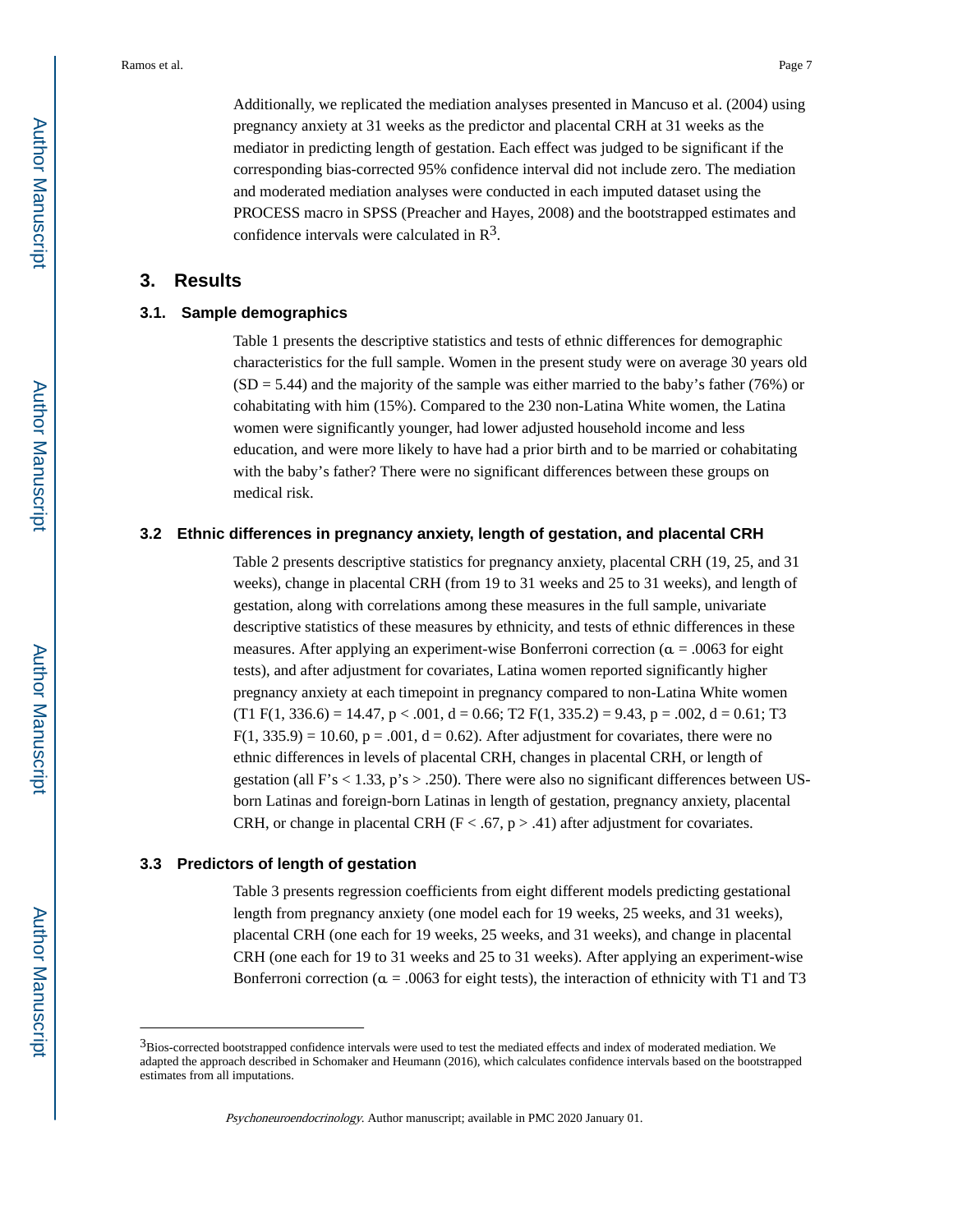Additionally, we replicated the mediation analyses presented in Mancuso et al. (2004) using pregnancy anxiety at 31 weeks as the predictor and placental CRH at 31 weeks as the mediator in predicting length of gestation. Each effect was judged to be significant if the corresponding bias-corrected 95% confidence interval did not include zero. The mediation and moderated mediation analyses were conducted in each imputed dataset using the PROCESS macro in SPSS (Preacher and Hayes, 2008) and the bootstrapped estimates and confidence intervals were calculated in R[3].

## 3. Results

### 3.1. Sample demographics

Table 1 presents the descriptive statistics and tests of ethnic differences for demographic characteristics for the full sample. Women in the present study were on average 30 years old (SD = 5.44) and the majority of the sample was either married to the baby's father (76%) or cohabitating with him (15%). Compared to the 230 non-Latina White women, the Latina women were significantly younger, had lower adjusted household income and less education, and were more likely to have had a prior birth and to be married or cohabitating with the baby's father? There were no significant differences between these groups on medical risk.

### 3.2 Ethnic differences in pregnancy anxiety, length of gestation, and placental CRH

Table 2 presents descriptive statistics for pregnancy anxiety, placental CRH (19, 25, and 31 weeks), change in placental CRH (from 19 to 31 weeks and 25 to 31 weeks), and length of gestation, along with correlations among these measures in the full sample, univariate descriptive statistics of these measures by ethnicity, and tests of ethnic differences in these measures. After applying an experiment-wise Bonferroni correction ($\alpha = .0063$ for eight tests), and after adjustment for covariates, Latina women reported significantly higher pregnancy anxiety at each timepoint in pregnancy compared to non-Latina White women (T1 $F(1, 336.6) = 14.47$, $p < .001$, $d = 0.66$; T2 $F(1, 335.2) = 9.43$, $p = .002$, $d = 0.61$; T3 $F(1, 335.9) = 10.60$, $p = .001$, $d = 0.62$). After adjustment for covariates, there were no ethnic differences in levels of placental CRH, changes in placental CRH, or length of gestation (all F's < 1.33, p's > .250). There were also no significant differences between US-born Latinas and foreign-born Latinas in length of gestation, pregnancy anxiety, placental CRH, or change in placental CRH ($F < .67$, $p > .41$) after adjustment for covariates.

### 3.3 Predictors of length of gestation

Table 3 presents regression coefficients from eight different models predicting gestational length from pregnancy anxiety (one model each for 19 weeks, 25 weeks, and 31 weeks), placental CRH (one each for 19 weeks, 25 weeks, and 31 weeks), and change in placental CRH (one each for 19 to 31 weeks and 25 to 31 weeks). After applying an experiment-wise Bonferroni correction ($\alpha = .0063$ for eight tests), the interaction of ethnicity with T1 and T3

---

[3]Bios-corrected bootstrapped confidence intervals were used to test the mediated effects and index of moderated mediation. We adapted the approach described in Schomaker and Heumann (2016), which calculates confidence intervals based on the bootstrapped estimates from all imputations.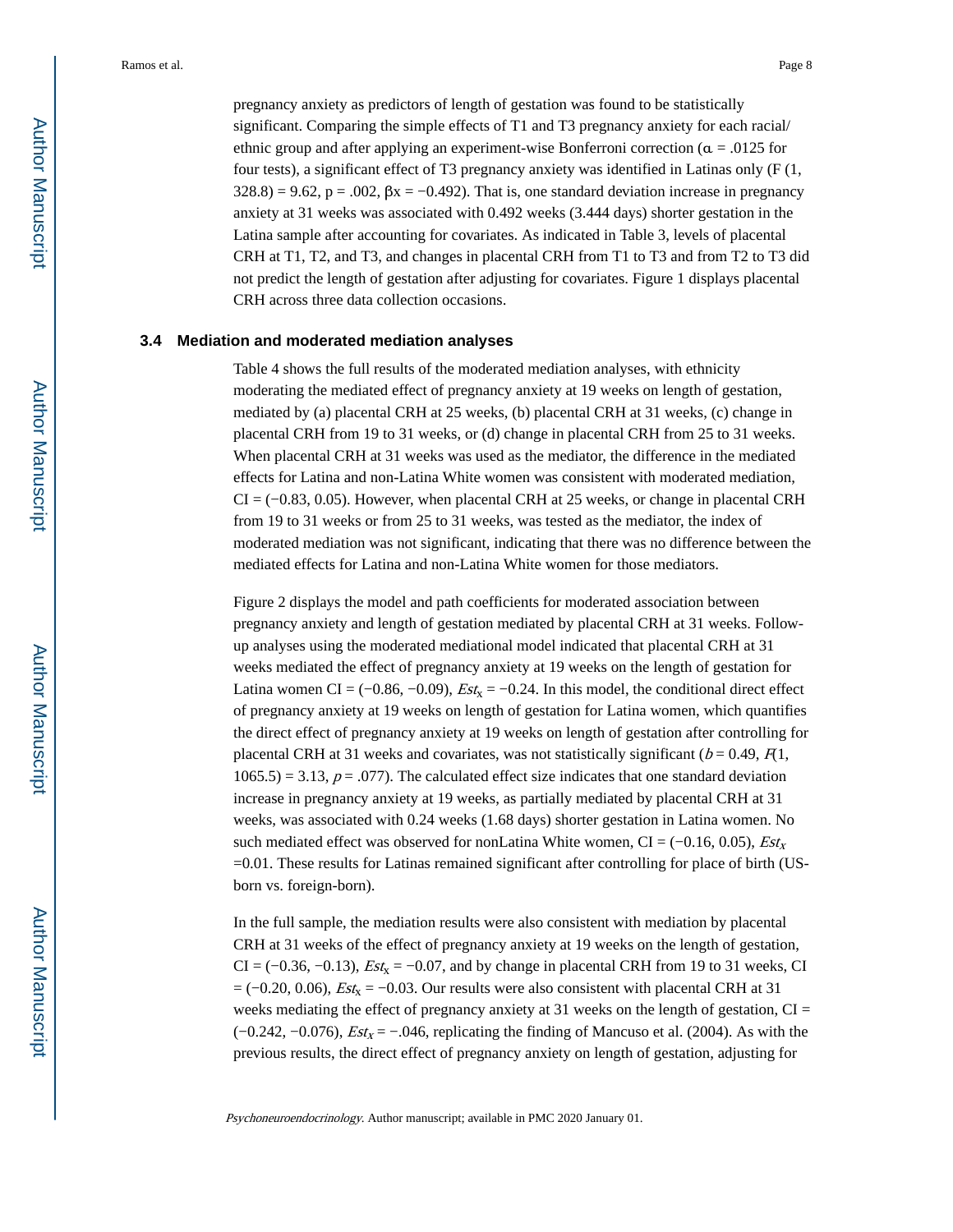pregnancy anxiety as predictors of length of gestation was found to be statistically significant. Comparing the simple effects of T1 and T3 pregnancy anxiety for each racial/ethnic group and after applying an experiment-wise Bonferroni correction ($\alpha = .0125$ for four tests), a significant effect of T3 pregnancy anxiety was identified in Latinas only ($F$ (1, 328.8) = 9.62, $p = .002$, $\beta x = -0.492$). That is, one standard deviation increase in pregnancy anxiety at 31 weeks was associated with 0.492 weeks (3.444 days) shorter gestation in the Latina sample after accounting for covariates. As indicated in Table 3, levels of placental CRH at T1, T2, and T3, and changes in placental CRH from T1 to T3 and from T2 to T3 did not predict the length of gestation after adjusting for covariates. Figure 1 displays placental CRH across three data collection occasions.

### 3.4 Mediation and moderated mediation analyses

Table 4 shows the full results of the moderated mediation analyses, with ethnicity moderating the mediated effect of pregnancy anxiety at 19 weeks on length of gestation, mediated by (a) placental CRH at 25 weeks, (b) placental CRH at 31 weeks, (c) change in placental CRH from 19 to 31 weeks, or (d) change in placental CRH from 25 to 31 weeks. When placental CRH at 31 weeks was used as the mediator, the difference in the mediated effects for Latina and non-Latina White women was consistent with moderated mediation, CI = (−0.83, 0.05). However, when placental CRH at 25 weeks, or change in placental CRH from 19 to 31 weeks or from 25 to 31 weeks, was tested as the mediator, the index of moderated mediation was not significant, indicating that there was no difference between the mediated effects for Latina and non-Latina White women for those mediators.

Figure 2 displays the model and path coefficients for moderated association between pregnancy anxiety and length of gestation mediated by placental CRH at 31 weeks. Follow-up analyses using the moderated mediational model indicated that placental CRH at 31 weeks mediated the effect of pregnancy anxiety at 19 weeks on the length of gestation for Latina women CI = (−0.86, −0.09), $Est_x = -0.24$. In this model, the conditional direct effect of pregnancy anxiety at 19 weeks on length of gestation for Latina women, which quantifies the direct effect of pregnancy anxiety at 19 weeks on length of gestation after controlling for placental CRH at 31 weeks and covariates, was not statistically significant ($b = 0.49$, $F(1, 1065.5) = 3.13$, $p = .077$). The calculated effect size indicates that one standard deviation increase in pregnancy anxiety at 19 weeks, as partially mediated by placental CRH at 31 weeks, was associated with 0.24 weeks (1.68 days) shorter gestation in Latina women. No such mediated effect was observed for nonLatina White women, CI = (−0.16, 0.05), $Est_x = 0.01$. These results for Latinas remained significant after controlling for place of birth (US-born vs. foreign-born).

In the full sample, the mediation results were also consistent with mediation by placental CRH at 31 weeks of the effect of pregnancy anxiety at 19 weeks on the length of gestation, CI = (−0.36, −0.13), $Est_x = -0.07$, and by change in placental CRH from 19 to 31 weeks, CI = (−0.20, 0.06), $Est_x = -0.03$. Our results were also consistent with placental CRH at 31 weeks mediating the effect of pregnancy anxiety at 31 weeks on the length of gestation, CI = (−0.242, −0.076), $Est_x = -.046$, replicating the finding of Mancuso et al. (2004). As with the previous results, the direct effect of pregnancy anxiety on length of gestation, adjusting for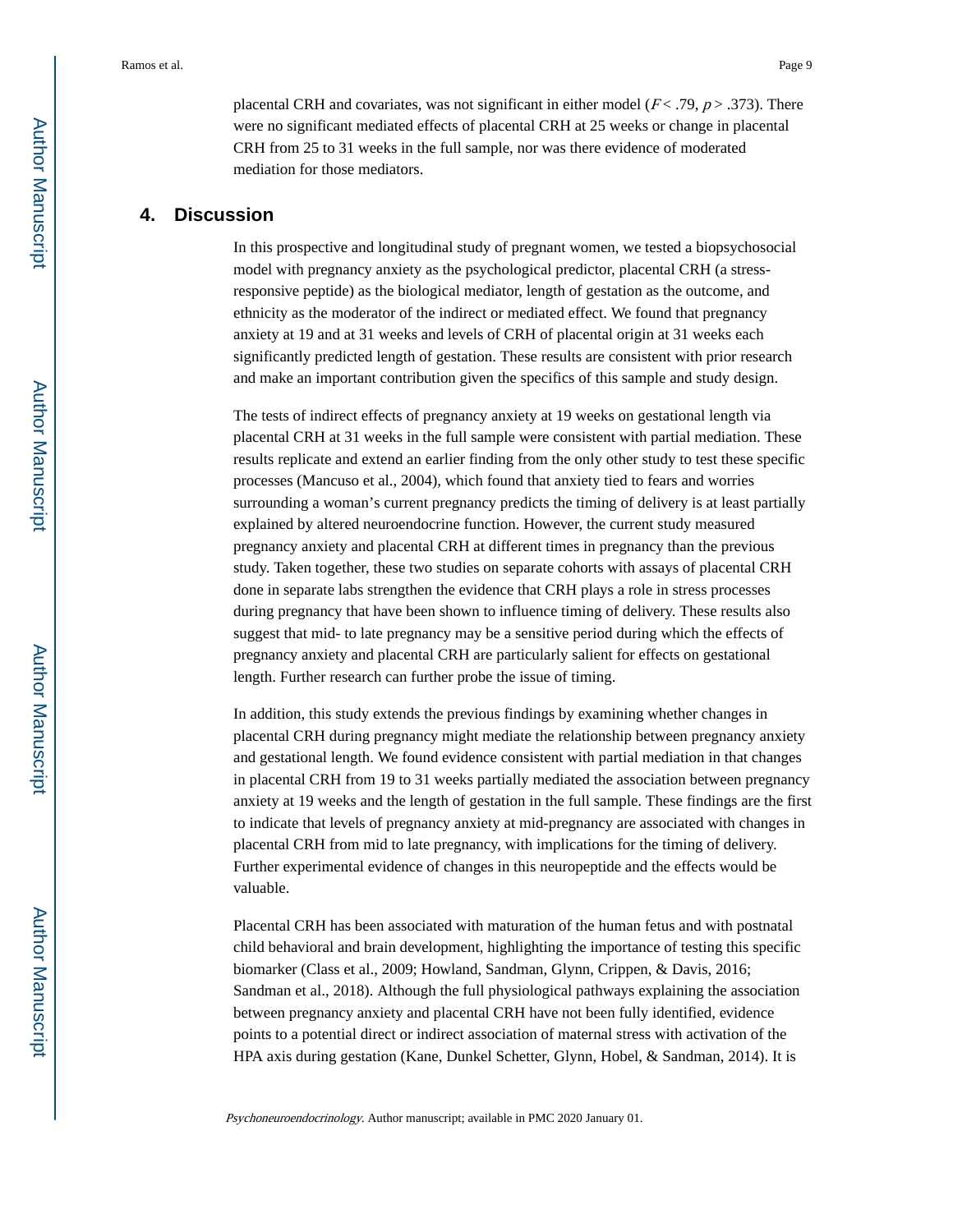placental CRH and covariates, was not significant in either model ($F < .79$, $p > .373$). There were no significant mediated effects of placental CRH at 25 weeks or change in placental CRH from 25 to 31 weeks in the full sample, nor was there evidence of moderated mediation for those mediators.

## 4. Discussion

In this prospective and longitudinal study of pregnant women, we tested a biopsychosocial model with pregnancy anxiety as the psychological predictor, placental CRH (a stress-responsive peptide) as the biological mediator, length of gestation as the outcome, and ethnicity as the moderator of the indirect or mediated effect. We found that pregnancy anxiety at 19 and at 31 weeks and levels of CRH of placental origin at 31 weeks each significantly predicted length of gestation. These results are consistent with prior research and make an important contribution given the specifics of this sample and study design.

The tests of indirect effects of pregnancy anxiety at 19 weeks on gestational length via placental CRH at 31 weeks in the full sample were consistent with partial mediation. These results replicate and extend an earlier finding from the only other study to test these specific processes (Mancuso et al., 2004), which found that anxiety tied to fears and worries surrounding a woman's current pregnancy predicts the timing of delivery is at least partially explained by altered neuroendocrine function. However, the current study measured pregnancy anxiety and placental CRH at different times in pregnancy than the previous study. Taken together, these two studies on separate cohorts with assays of placental CRH done in separate labs strengthen the evidence that CRH plays a role in stress processes during pregnancy that have been shown to influence timing of delivery. These results also suggest that mid- to late pregnancy may be a sensitive period during which the effects of pregnancy anxiety and placental CRH are particularly salient for effects on gestational length. Further research can further probe the issue of timing.

In addition, this study extends the previous findings by examining whether changes in placental CRH during pregnancy might mediate the relationship between pregnancy anxiety and gestational length. We found evidence consistent with partial mediation in that changes in placental CRH from 19 to 31 weeks partially mediated the association between pregnancy anxiety at 19 weeks and the length of gestation in the full sample. These findings are the first to indicate that levels of pregnancy anxiety at mid-pregnancy are associated with changes in placental CRH from mid to late pregnancy, with implications for the timing of delivery. Further experimental evidence of changes in this neuropeptide and the effects would be valuable.

Placental CRH has been associated with maturation of the human fetus and with postnatal child behavioral and brain development, highlighting the importance of testing this specific biomarker (Class et al., 2009; Howland, Sandman, Glynn, Crippen, & Davis, 2016; Sandman et al., 2018). Although the full physiological pathways explaining the association between pregnancy anxiety and placental CRH have not been fully identified, evidence points to a potential direct or indirect association of maternal stress with activation of the HPA axis during gestation (Kane, Dunkel Schetter, Glynn, Hobel, & Sandman, 2014). It is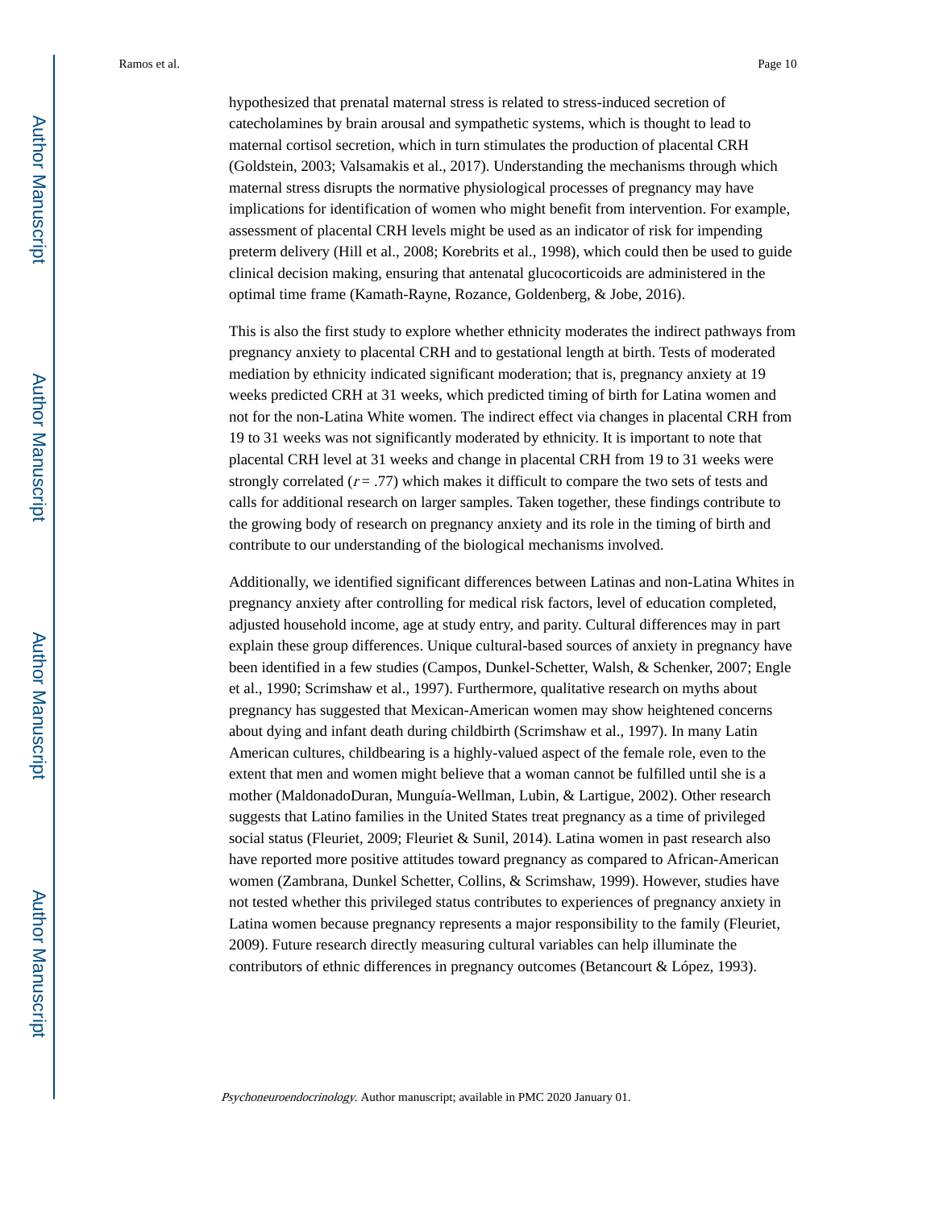hypothesized that prenatal maternal stress is related to stress-induced secretion of catecholamines by brain arousal and sympathetic systems, which is thought to lead to maternal cortisol secretion, which in turn stimulates the production of placental CRH (Goldstein, 2003; Valsamakis et al., 2017). Understanding the mechanisms through which maternal stress disrupts the normative physiological processes of pregnancy may have implications for identification of women who might benefit from intervention. For example, assessment of placental CRH levels might be used as an indicator of risk for impending preterm delivery (Hill et al., 2008; Korebrits et al., 1998), which could then be used to guide clinical decision making, ensuring that antenatal glucocorticoids are administered in the optimal time frame (Kamath-Rayne, Rozance, Goldenberg, & Jobe, 2016).

This is also the first study to explore whether ethnicity moderates the indirect pathways from pregnancy anxiety to placental CRH and to gestational length at birth. Tests of moderated mediation by ethnicity indicated significant moderation; that is, pregnancy anxiety at 19 weeks predicted CRH at 31 weeks, which predicted timing of birth for Latina women and not for the non-Latina White women. The indirect effect via changes in placental CRH from 19 to 31 weeks was not significantly moderated by ethnicity. It is important to note that placental CRH level at 31 weeks and change in placental CRH from 19 to 31 weeks were strongly correlated ($r = .77$) which makes it difficult to compare the two sets of tests and calls for additional research on larger samples. Taken together, these findings contribute to the growing body of research on pregnancy anxiety and its role in the timing of birth and contribute to our understanding of the biological mechanisms involved.

Additionally, we identified significant differences between Latinas and non-Latina Whites in pregnancy anxiety after controlling for medical risk factors, level of education completed, adjusted household income, age at study entry, and parity. Cultural differences may in part explain these group differences. Unique cultural-based sources of anxiety in pregnancy have been identified in a few studies (Campos, Dunkel-Schetter, Walsh, & Schenker, 2007; Engle et al., 1990; Scrimshaw et al., 1997). Furthermore, qualitative research on myths about pregnancy has suggested that Mexican-American women may show heightened concerns about dying and infant death during childbirth (Scrimshaw et al., 1997). In many Latin American cultures, childbearing is a highly-valued aspect of the female role, even to the extent that men and women might believe that a woman cannot be fulfilled until she is a mother (MaldonadoDuran, Munguía-Wellman, Lubin, & Lartigue, 2002). Other research suggests that Latino families in the United States treat pregnancy as a time of privileged social status (Fleuriet, 2009; Fleuriet & Sunil, 2014). Latina women in past research also have reported more positive attitudes toward pregnancy as compared to African-American women (Zambrana, Dunkel Schetter, Collins, & Scrimshaw, 1999). However, studies have not tested whether this privileged status contributes to experiences of pregnancy anxiety in Latina women because pregnancy represents a major responsibility to the family (Fleuriet, 2009). Future research directly measuring cultural variables can help illuminate the contributors of ethnic differences in pregnancy outcomes (Betancourt & López, 1993).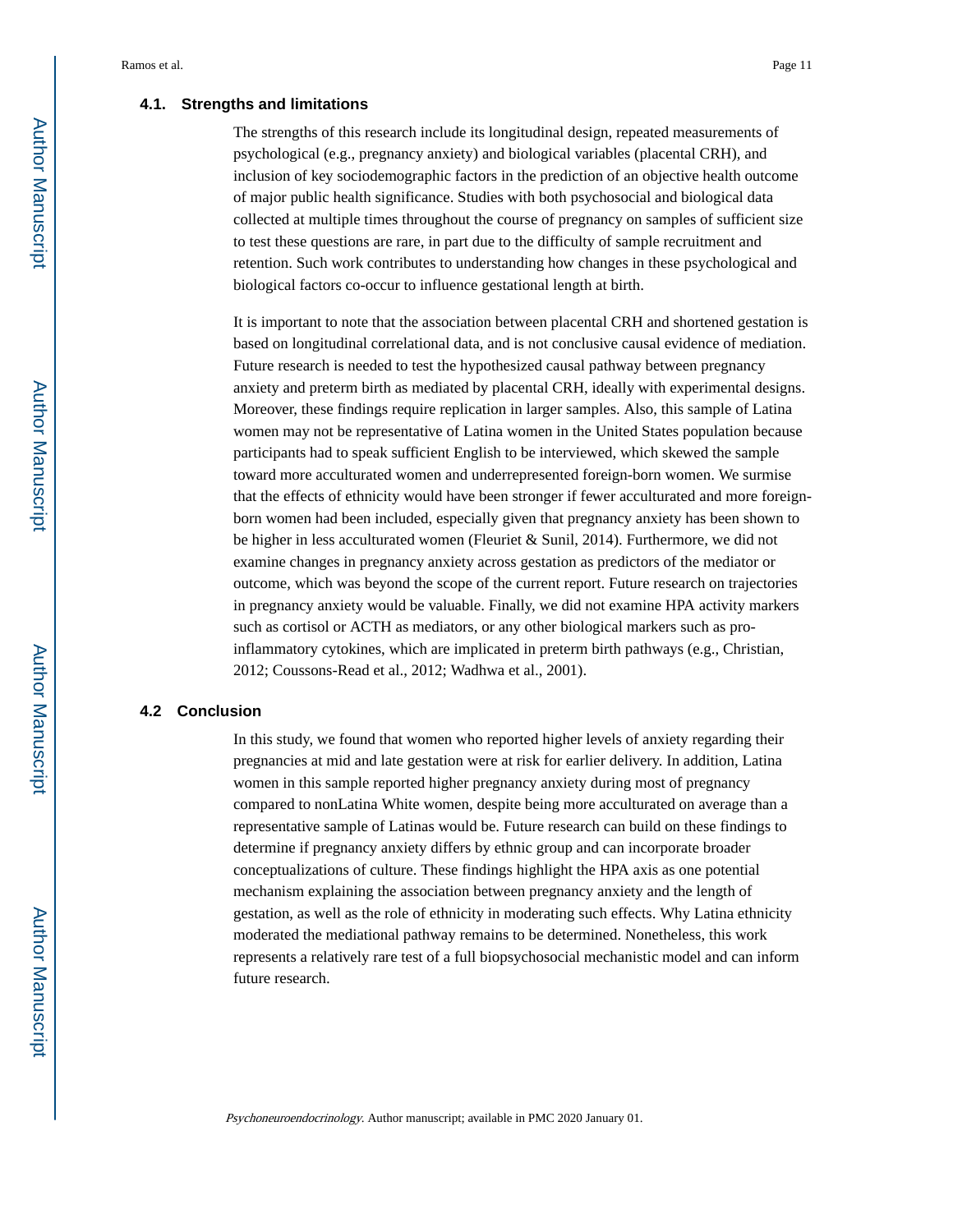### 4.1. Strengths and limitations

The strengths of this research include its longitudinal design, repeated measurements of psychological (e.g., pregnancy anxiety) and biological variables (placental CRH), and inclusion of key sociodemographic factors in the prediction of an objective health outcome of major public health significance. Studies with both psychosocial and biological data collected at multiple times throughout the course of pregnancy on samples of sufficient size to test these questions are rare, in part due to the difficulty of sample recruitment and retention. Such work contributes to understanding how changes in these psychological and biological factors co-occur to influence gestational length at birth.

It is important to note that the association between placental CRH and shortened gestation is based on longitudinal correlational data, and is not conclusive causal evidence of mediation. Future research is needed to test the hypothesized causal pathway between pregnancy anxiety and preterm birth as mediated by placental CRH, ideally with experimental designs. Moreover, these findings require replication in larger samples. Also, this sample of Latina women may not be representative of Latina women in the United States population because participants had to speak sufficient English to be interviewed, which skewed the sample toward more acculturated women and underrepresented foreign-born women. We surmise that the effects of ethnicity would have been stronger if fewer acculturated and more foreign-born women had been included, especially given that pregnancy anxiety has been shown to be higher in less acculturated women (Fleuriet & Sunil, 2014). Furthermore, we did not examine changes in pregnancy anxiety across gestation as predictors of the mediator or outcome, which was beyond the scope of the current report. Future research on trajectories in pregnancy anxiety would be valuable. Finally, we did not examine HPA activity markers such as cortisol or ACTH as mediators, or any other biological markers such as pro-inflammatory cytokines, which are implicated in preterm birth pathways (e.g., Christian, 2012; Coussons-Read et al., 2012; Wadhwa et al., 2001).

### 4.2 Conclusion

In this study, we found that women who reported higher levels of anxiety regarding their pregnancies at mid and late gestation were at risk for earlier delivery. In addition, Latina women in this sample reported higher pregnancy anxiety during most of pregnancy compared to nonLatina White women, despite being more acculturated on average than a representative sample of Latinas would be. Future research can build on these findings to determine if pregnancy anxiety differs by ethnic group and can incorporate broader conceptualizations of culture. These findings highlight the HPA axis as one potential mechanism explaining the association between pregnancy anxiety and the length of gestation, as well as the role of ethnicity in moderating such effects. Why Latina ethnicity moderated the mediational pathway remains to be determined. Nonetheless, this work represents a relatively rare test of a full biopsychosocial mechanistic model and can inform future research.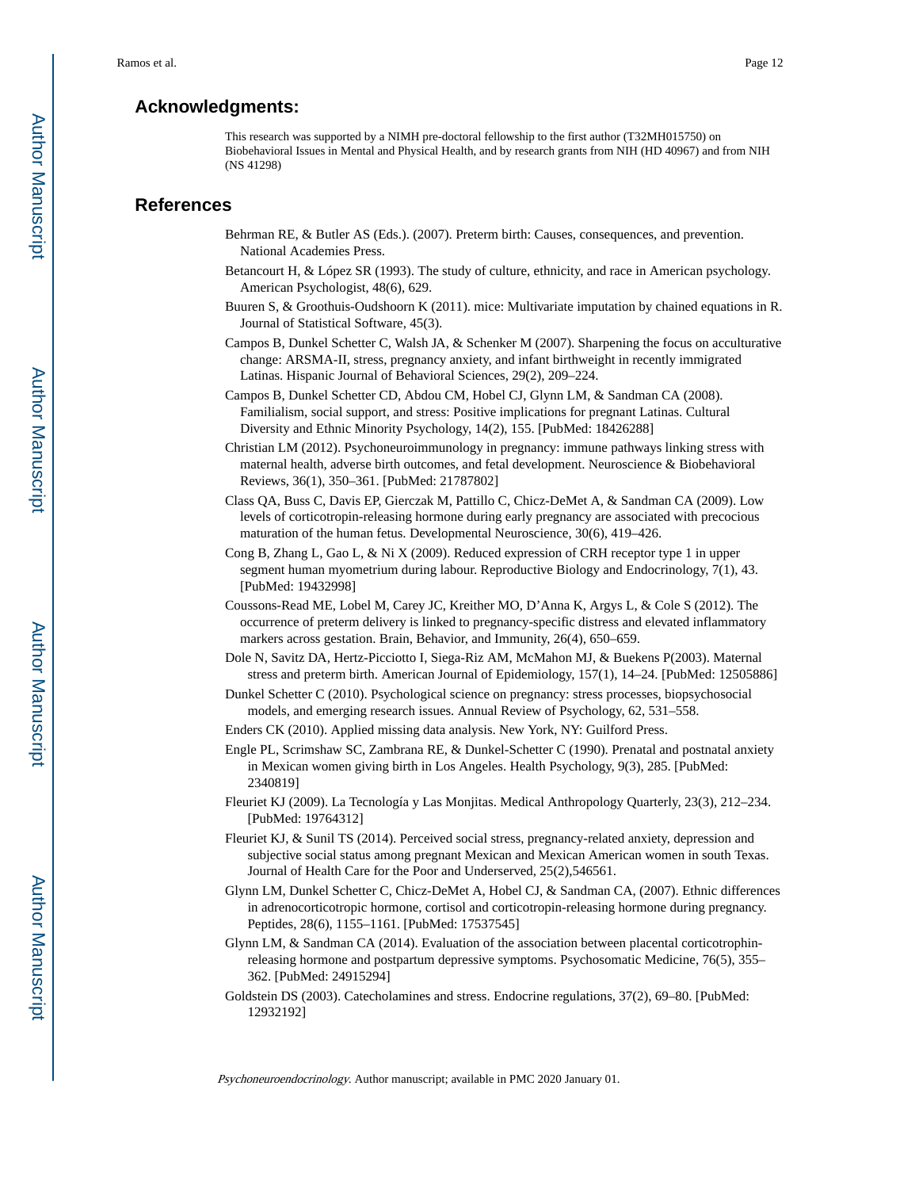## Acknowledgments:

This research was supported by a NIMH pre-doctoral fellowship to the first author (T32MH015750) on Biobehavioral Issues in Mental and Physical Health, and by research grants from NIH (HD 40967) and from NIH (NS 41298)

## References

Behrman RE, & Butler AS (Eds.). (2007). Preterm birth: Causes, consequences, and prevention. National Academies Press.

Betancourt H, & López SR (1993). The study of culture, ethnicity, and race in American psychology. American Psychologist, 48(6), 629.

Buuren S, & Groothuis-Oudshoorn K (2011). mice: Multivariate imputation by chained equations in R. Journal of Statistical Software, 45(3).

Campos B, Dunkel Schetter C, Walsh JA, & Schenker M (2007). Sharpening the focus on acculturative change: ARSMA-II, stress, pregnancy anxiety, and infant birthweight in recently immigrated Latinas. Hispanic Journal of Behavioral Sciences, 29(2), 209–224.

Campos B, Dunkel Schetter CD, Abdou CM, Hobel CJ, Glynn LM, & Sandman CA (2008). Familialism, social support, and stress: Positive implications for pregnant Latinas. Cultural Diversity and Ethnic Minority Psychology, 14(2), 155. [PubMed: 18426288]

Christian LM (2012). Psychoneuroimmunology in pregnancy: immune pathways linking stress with maternal health, adverse birth outcomes, and fetal development. Neuroscience & Biobehavioral Reviews, 36(1), 350–361. [PubMed: 21787802]

Class QA, Buss C, Davis EP, Gierczak M, Pattillo C, Chicz-DeMet A, & Sandman CA (2009). Low levels of corticotropin-releasing hormone during early pregnancy are associated with precocious maturation of the human fetus. Developmental Neuroscience, 30(6), 419–426.

Cong B, Zhang L, Gao L, & Ni X (2009). Reduced expression of CRH receptor type 1 in upper segment human myometrium during labour. Reproductive Biology and Endocrinology, 7(1), 43. [PubMed: 19432998]

Coussons-Read ME, Lobel M, Carey JC, Kreither MO, D'Anna K, Argys L, & Cole S (2012). The occurrence of preterm delivery is linked to pregnancy-specific distress and elevated inflammatory markers across gestation. Brain, Behavior, and Immunity, 26(4), 650–659.

Dole N, Savitz DA, Hertz-Picciotto I, Siega-Riz AM, McMahon MJ, & Buekens P(2003). Maternal stress and preterm birth. American Journal of Epidemiology, 157(1), 14–24. [PubMed: 12505886]

Dunkel Schetter C (2010). Psychological science on pregnancy: stress processes, biopsychosocial models, and emerging research issues. Annual Review of Psychology, 62, 531–558.

Enders CK (2010). Applied missing data analysis. New York, NY: Guilford Press.

Engle PL, Scrimshaw SC, Zambrana RE, & Dunkel-Schetter C (1990). Prenatal and postnatal anxiety in Mexican women giving birth in Los Angeles. Health Psychology, 9(3), 285. [PubMed: 2340819]

Fleuriet KJ (2009). La Tecnología y Las Monjitas. Medical Anthropology Quarterly, 23(3), 212–234. [PubMed: 19764312]

Fleuriet KJ, & Sunil TS (2014). Perceived social stress, pregnancy-related anxiety, depression and subjective social status among pregnant Mexican and Mexican American women in south Texas. Journal of Health Care for the Poor and Underserved, 25(2),546561.

Glynn LM, Dunkel Schetter C, Chicz-DeMet A, Hobel CJ, & Sandman CA, (2007). Ethnic differences in adrenocorticotropic hormone, cortisol and corticotropin-releasing hormone during pregnancy. Peptides, 28(6), 1155–1161. [PubMed: 17537545]

Glynn LM, & Sandman CA (2014). Evaluation of the association between placental corticotrophin-releasing hormone and postpartum depressive symptoms. Psychosomatic Medicine, 76(5), 355–362. [PubMed: 24915294]

Goldstein DS (2003). Catecholamines and stress. Endocrine regulations, 37(2), 69–80. [PubMed: 12932192]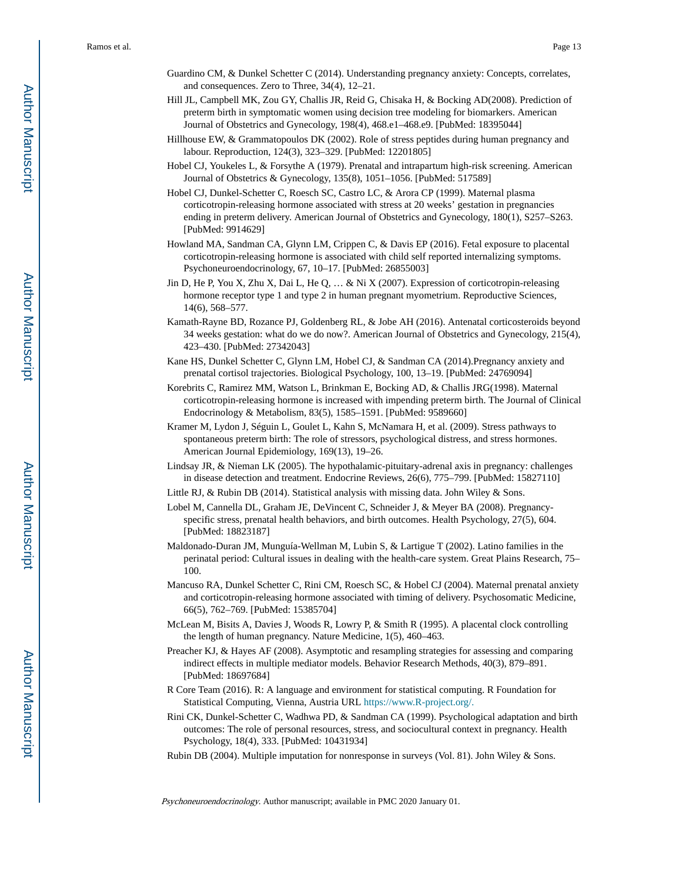Guardino CM, & Dunkel Schetter C (2014). Understanding pregnancy anxiety: Concepts, correlates, and consequences. Zero to Three, 34(4), 12–21.

Hill JL, Campbell MK, Zou GY, Challis JR, Reid G, Chisaka H, & Bocking AD(2008). Prediction of preterm birth in symptomatic women using decision tree modeling for biomarkers. American Journal of Obstetrics and Gynecology, 198(4), 468.e1–468.e9. [PubMed: 18395044]

Hillhouse EW, & Grammatopoulos DK (2002). Role of stress peptides during human pregnancy and labour. Reproduction, 124(3), 323–329. [PubMed: 12201805]

Hobel CJ, Youkeles L, & Forsythe A (1979). Prenatal and intrapartum high-risk screening. American Journal of Obstetrics & Gynecology, 135(8), 1051–1056. [PubMed: 517589]

Hobel CJ, Dunkel-Schetter C, Roesch SC, Castro LC, & Arora CP (1999). Maternal plasma corticotropin-releasing hormone associated with stress at 20 weeks' gestation in pregnancies ending in preterm delivery. American Journal of Obstetrics and Gynecology, 180(1), S257–S263. [PubMed: 9914629]

Howland MA, Sandman CA, Glynn LM, Crippen C, & Davis EP (2016). Fetal exposure to placental corticotropin-releasing hormone is associated with child self reported internalizing symptoms. Psychoneuroendocrinology, 67, 10–17. [PubMed: 26855003]

Jin D, He P, You X, Zhu X, Dai L, He Q, … & Ni X (2007). Expression of corticotropin-releasing hormone receptor type 1 and type 2 in human pregnant myometrium. Reproductive Sciences, 14(6), 568–577.

Kamath-Rayne BD, Rozance PJ, Goldenberg RL, & Jobe AH (2016). Antenatal corticosteroids beyond 34 weeks gestation: what do we do now?. American Journal of Obstetrics and Gynecology, 215(4), 423–430. [PubMed: 27342043]

Kane HS, Dunkel Schetter C, Glynn LM, Hobel CJ, & Sandman CA (2014).Pregnancy anxiety and prenatal cortisol trajectories. Biological Psychology, 100, 13–19. [PubMed: 24769094]

Korebrits C, Ramirez MM, Watson L, Brinkman E, Bocking AD, & Challis JRG(1998). Maternal corticotropin-releasing hormone is increased with impending preterm birth. The Journal of Clinical Endocrinology & Metabolism, 83(5), 1585–1591. [PubMed: 9589660]

Kramer M, Lydon J, Séguin L, Goulet L, Kahn S, McNamara H, et al. (2009). Stress pathways to spontaneous preterm birth: The role of stressors, psychological distress, and stress hormones. American Journal Epidemiology, 169(13), 19–26.

Lindsay JR, & Nieman LK (2005). The hypothalamic-pituitary-adrenal axis in pregnancy: challenges in disease detection and treatment. Endocrine Reviews, 26(6), 775–799. [PubMed: 15827110]

Little RJ, & Rubin DB (2014). Statistical analysis with missing data. John Wiley & Sons.

Lobel M, Cannella DL, Graham JE, DeVincent C, Schneider J, & Meyer BA (2008). Pregnancy-specific stress, prenatal health behaviors, and birth outcomes. Health Psychology, 27(5), 604. [PubMed: 18823187]

Maldonado-Duran JM, Munguía-Wellman M, Lubin S, & Lartigue T (2002). Latino families in the perinatal period: Cultural issues in dealing with the health-care system. Great Plains Research, 75–100.

Mancuso RA, Dunkel Schetter C, Rini CM, Roesch SC, & Hobel CJ (2004). Maternal prenatal anxiety and corticotropin-releasing hormone associated with timing of delivery. Psychosomatic Medicine, 66(5), 762–769. [PubMed: 15385704]

McLean M, Bisits A, Davies J, Woods R, Lowry P, & Smith R (1995). A placental clock controlling the length of human pregnancy. Nature Medicine, 1(5), 460–463.

Preacher KJ, & Hayes AF (2008). Asymptotic and resampling strategies for assessing and comparing indirect effects in multiple mediator models. Behavior Research Methods, 40(3), 879–891. [PubMed: 18697684]

R Core Team (2016). R: A language and environment for statistical computing. R Foundation for Statistical Computing, Vienna, Austria URL https://www.R-project.org/.

Rini CK, Dunkel-Schetter C, Wadhwa PD, & Sandman CA (1999). Psychological adaptation and birth outcomes: The role of personal resources, stress, and sociocultural context in pregnancy. Health Psychology, 18(4), 333. [PubMed: 10431934]

Rubin DB (2004). Multiple imputation for nonresponse in surveys (Vol. 81). John Wiley & Sons.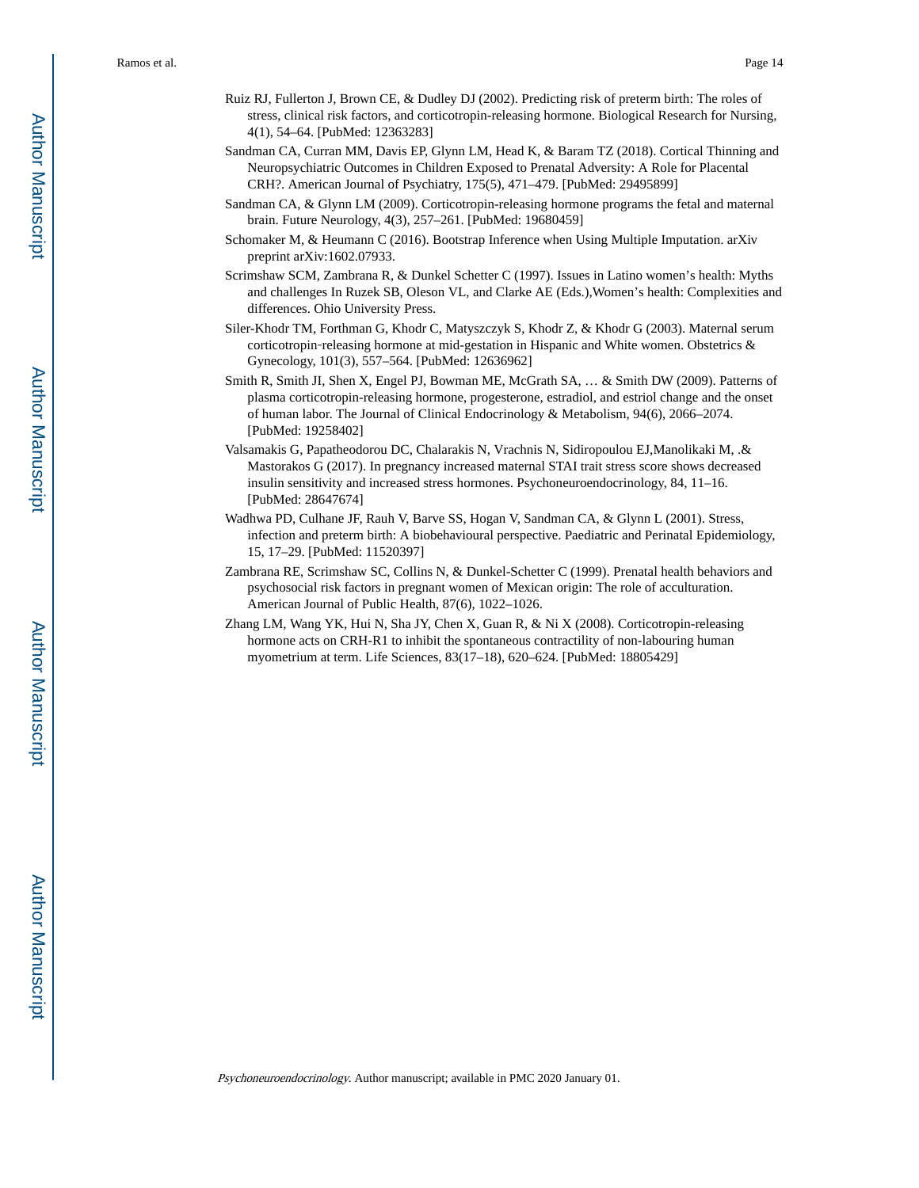Ruiz RJ, Fullerton J, Brown CE, & Dudley DJ (2002). Predicting risk of preterm birth: The roles of stress, clinical risk factors, and corticotropin-releasing hormone. Biological Research for Nursing, 4(1), 54–64. [PubMed: 12363283]

Sandman CA, Curran MM, Davis EP, Glynn LM, Head K, & Baram TZ (2018). Cortical Thinning and Neuropsychiatric Outcomes in Children Exposed to Prenatal Adversity: A Role for Placental CRH?. American Journal of Psychiatry, 175(5), 471–479. [PubMed: 29495899]

Sandman CA, & Glynn LM (2009). Corticotropin-releasing hormone programs the fetal and maternal brain. Future Neurology, 4(3), 257–261. [PubMed: 19680459]

Schomaker M, & Heumann C (2016). Bootstrap Inference when Using Multiple Imputation. arXiv preprint arXiv:1602.07933.

Scrimshaw SCM, Zambrana R, & Dunkel Schetter C (1997). Issues in Latino women's health: Myths and challenges In Ruzek SB, Oleson VL, and Clarke AE (Eds.),Women's health: Complexities and differences. Ohio University Press.

Siler-Khodr TM, Forthman G, Khodr C, Matyszczyk S, Khodr Z, & Khodr G (2003). Maternal serum corticotropin-releasing hormone at mid-gestation in Hispanic and White women. Obstetrics & Gynecology, 101(3), 557–564. [PubMed: 12636962]

Smith R, Smith JI, Shen X, Engel PJ, Bowman ME, McGrath SA, … & Smith DW (2009). Patterns of plasma corticotropin-releasing hormone, progesterone, estradiol, and estriol change and the onset of human labor. The Journal of Clinical Endocrinology & Metabolism, 94(6), 2066–2074. [PubMed: 19258402]

Valsamakis G, Papatheodorou DC, Chalarakis N, Vrachnis N, Sidiropoulou EJ,Manolikaki M, .& Mastorakos G (2017). In pregnancy increased maternal STAI trait stress score shows decreased insulin sensitivity and increased stress hormones. Psychoneuroendocrinology, 84, 11–16. [PubMed: 28647674]

Wadhwa PD, Culhane JF, Rauh V, Barve SS, Hogan V, Sandman CA, & Glynn L (2001). Stress, infection and preterm birth: A biobehavioural perspective. Paediatric and Perinatal Epidemiology, 15, 17–29. [PubMed: 11520397]

Zambrana RE, Scrimshaw SC, Collins N, & Dunkel-Schetter C (1999). Prenatal health behaviors and psychosocial risk factors in pregnant women of Mexican origin: The role of acculturation. American Journal of Public Health, 87(6), 1022–1026.

Zhang LM, Wang YK, Hui N, Sha JY, Chen X, Guan R, & Ni X (2008). Corticotropin-releasing hormone acts on CRH-R1 to inhibit the spontaneous contractility of non-labouring human myometrium at term. Life Sciences, 83(17–18), 620–624. [PubMed: 18805429]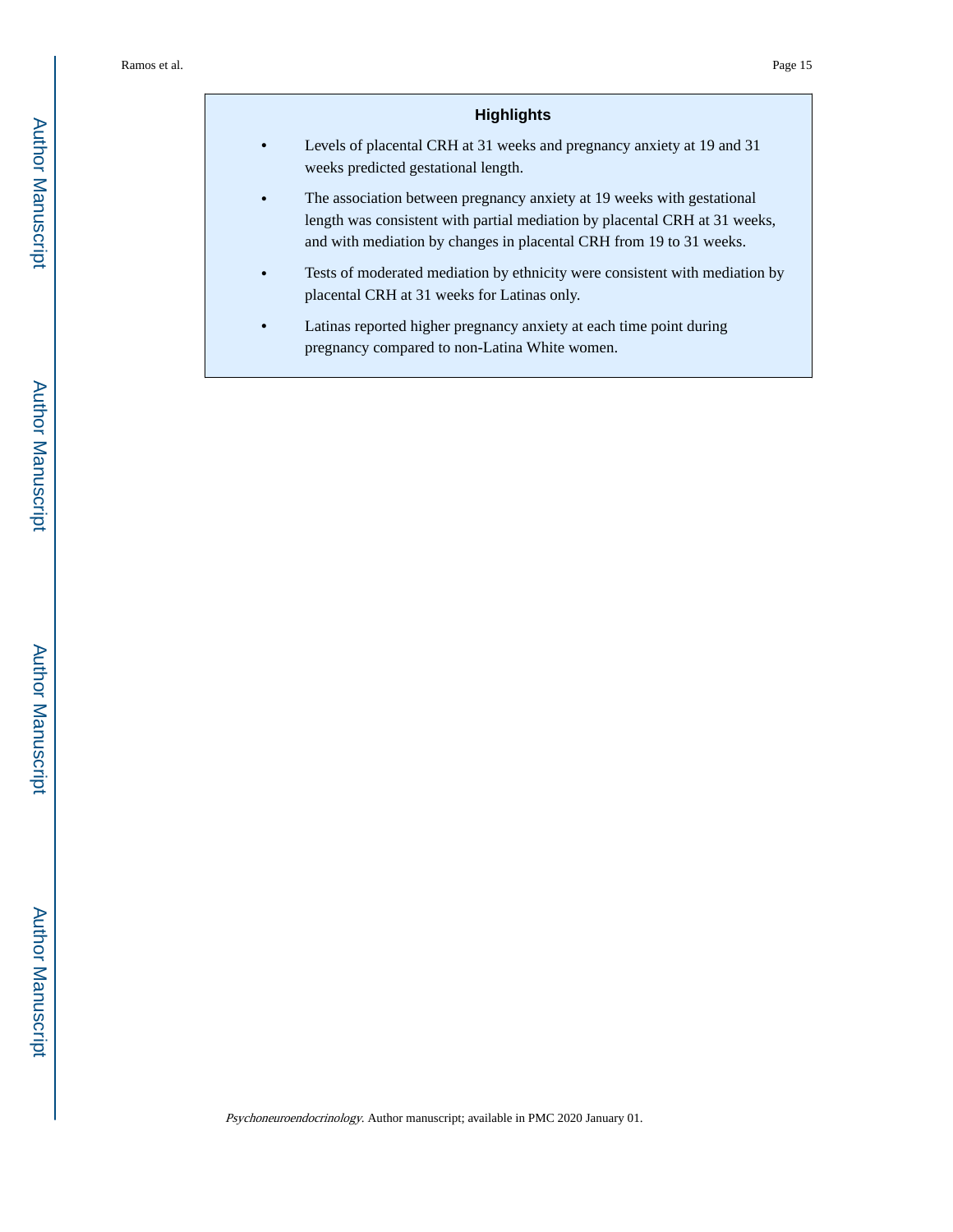## Highlights

- Levels of placental CRH at 31 weeks and pregnancy anxiety at 19 and 31 weeks predicted gestational length.
- The association between pregnancy anxiety at 19 weeks with gestational length was consistent with partial mediation by placental CRH at 31 weeks, and with mediation by changes in placental CRH from 19 to 31 weeks.
- Tests of moderated mediation by ethnicity were consistent with mediation by placental CRH at 31 weeks for Latinas only.
- Latinas reported higher pregnancy anxiety at each time point during pregnancy compared to non-Latina White women.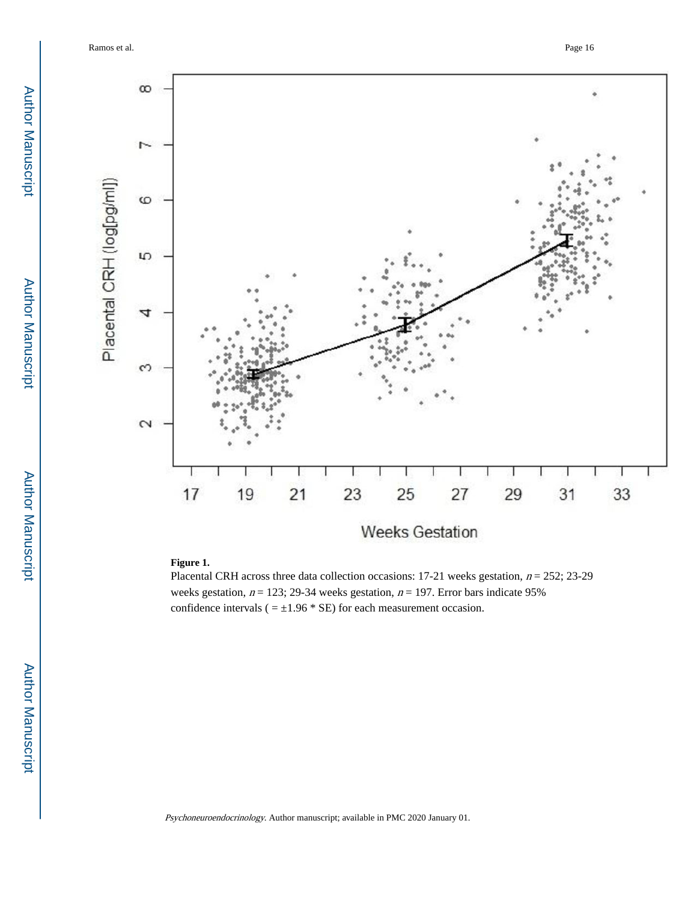**Figure 1.**

Placental CRH across three data collection occasions: 17-21 weeks gestation, $n = 252$; 23-29 weeks gestation, $n = 123$; 29-34 weeks gestation, $n = 197$. Error bars indicate 95% confidence intervals ( = ±1.96 * SE) for each measurement occasion.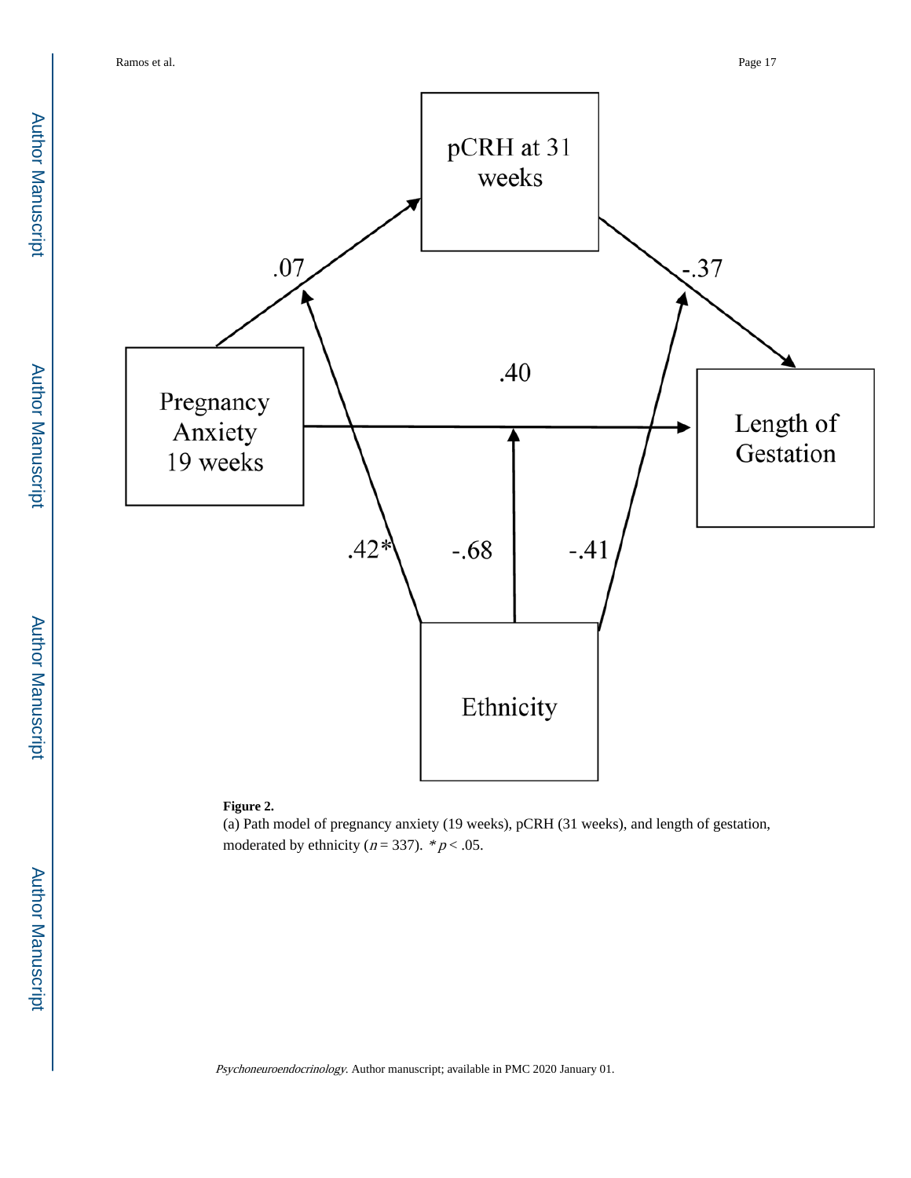**Figure 2.**

(a) Path model of pregnancy anxiety (19 weeks), pCRH (31 weeks), and length of gestation, moderated by ethnicity ($n = 337$). * $p < .05$.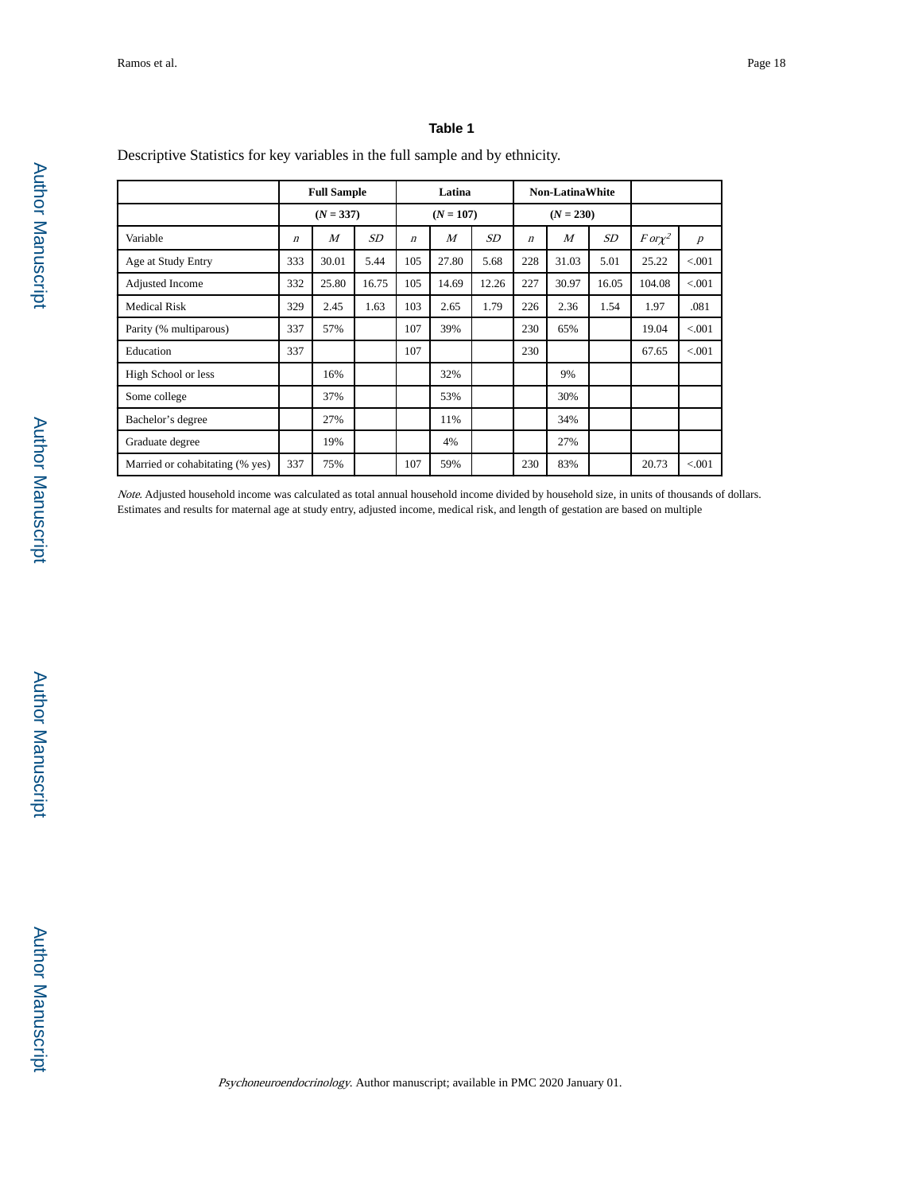## Table 1

Descriptive Statistics for key variables in the full sample and by ethnicity.

| | Full Sample | | | Latina | | | Non-LatinaWhite | | | | |
|---|---|---|---|---|---|---|---|---|---|---|---|
| | ($N$ = 337) | | | ($N$ = 107) | | | ($N$ = 230) | | | | |
| Variable | $n$ | $M$ | $SD$ | $n$ | $M$ | $SD$ | $n$ | $M$ | $SD$ | $F$ or $\chi^2$ | $p$ |
| Age at Study Entry | 333 | 30.01 | 5.44 | 105 | 27.80 | 5.68 | 228 | 31.03 | 5.01 | 25.22 | <.001 |
| Adjusted Income | 332 | 25.80 | 16.75 | 105 | 14.69 | 12.26 | 227 | 30.97 | 16.05 | 104.08 | <.001 |
| Medical Risk | 329 | 2.45 | 1.63 | 103 | 2.65 | 1.79 | 226 | 2.36 | 1.54 | 1.97 | .081 |
| Parity (% multiparous) | 337 | 57% | | 107 | 39% | | 230 | 65% | | 19.04 | <.001 |
| Education | 337 | | | 107 | | | 230 | | | 67.65 | <.001 |
| High School or less | | 16% | | | 32% | | | 9% | | | |
| Some college | | 37% | | | 53% | | | 30% | | | |
| Bachelor's degree | | 27% | | | 11% | | | 34% | | | |
| Graduate degree | | 19% | | | 4% | | | 27% | | | |
| Married or cohabitating (% yes) | 337 | 75% | | 107 | 59% | | 230 | 83% | | 20.73 | <.001 |

*Note*. Adjusted household income was calculated as total annual household income divided by household size, in units of thousands of dollars. Estimates and results for maternal age at study entry, adjusted income, medical risk, and length of gestation are based on multiple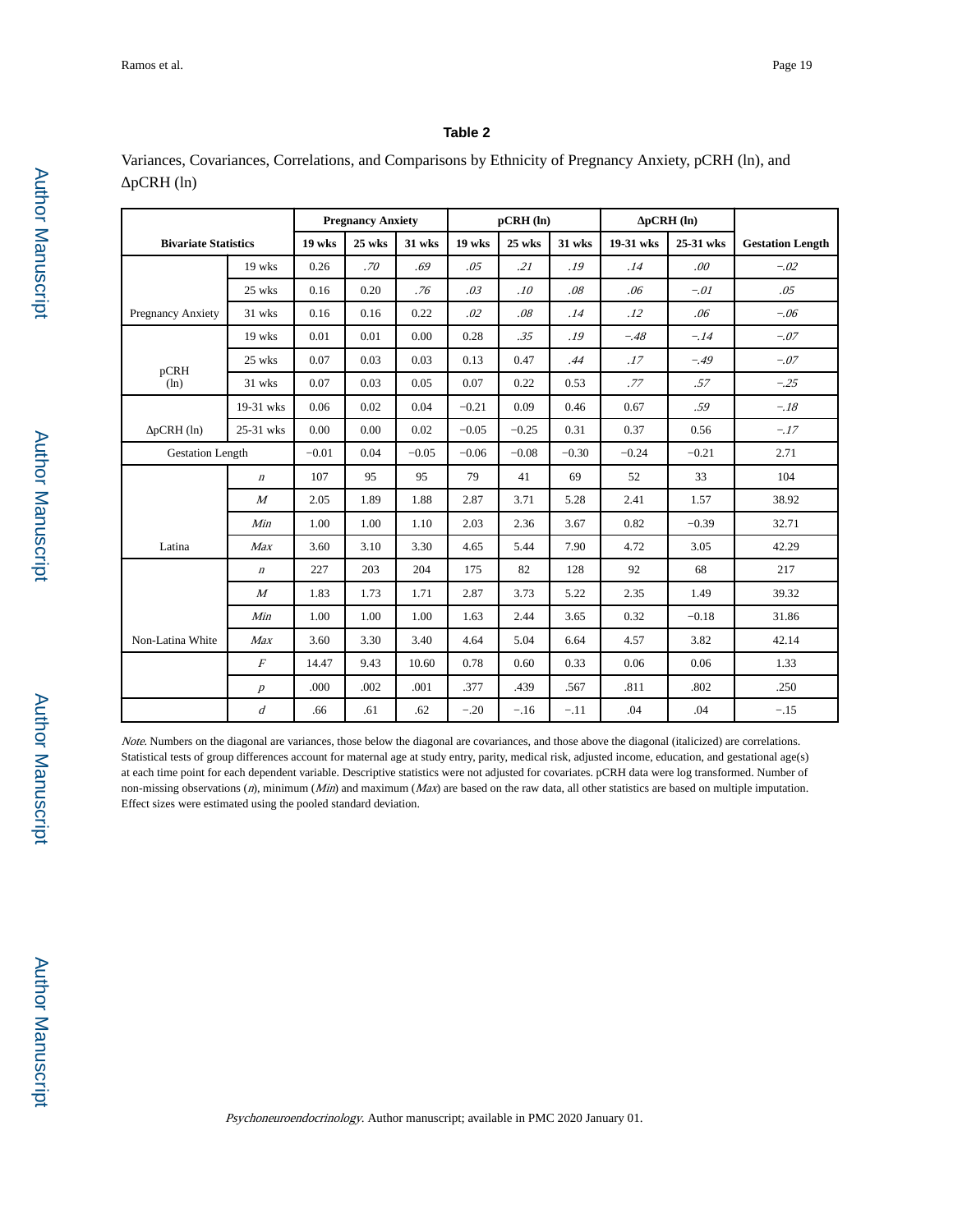**Table 2**

Variances, Covariances, Correlations, and Comparisons by Ethnicity of Pregnancy Anxiety, pCRH (ln), and ΔpCRH (ln)

| Bivariate Statistics | | Pregnancy Anxiety | | | pCRH (ln) | | | ΔpCRH (ln) | | Gestation Length |
|---|---|---|---|---|---|---|---|---|---|---|
| | | 19 wks | 25 wks | 31 wks | 19 wks | 25 wks | 31 wks | 19-31 wks | 25-31 wks | |
| Pregnancy Anxiety | 19 wks | 0.26 | *.70* | *.69* | *.05* | *.21* | *.19* | *.14* | *.00* | *−.02* |
| | 25 wks | 0.16 | 0.20 | *.76* | *.03* | *.10* | *.08* | *.06* | *−.01* | *.05* |
| | 31 wks | 0.16 | 0.16 | 0.22 | *.02* | *.08* | *.14* | *.12* | *.06* | *−.06* |
| pCRH (ln) | 19 wks | 0.01 | 0.01 | 0.00 | 0.28 | *.35* | *.19* | *−.48* | *−.14* | *−.07* |
| | 25 wks | 0.07 | 0.03 | 0.03 | 0.13 | 0.47 | *.44* | *.17* | *−.49* | *−.07* |
| | 31 wks | 0.07 | 0.03 | 0.05 | 0.07 | 0.22 | 0.53 | *.77* | *.57* | *−.25* |
| ΔpCRH (ln) | 19-31 wks | 0.06 | 0.02 | 0.04 | −0.21 | 0.09 | 0.46 | 0.67 | *.59* | *−.18* |
| | 25-31 wks | 0.00 | 0.00 | 0.02 | −0.05 | −0.25 | 0.31 | 0.37 | 0.56 | *−.17* |
| Gestation Length | | −0.01 | 0.04 | −0.05 | −0.06 | −0.08 | −0.30 | −0.24 | −0.21 | 2.71 |
| Latina | *n* | 107 | 95 | 95 | 79 | 41 | 69 | 52 | 33 | 104 |
| | *M* | 2.05 | 1.89 | 1.88 | 2.87 | 3.71 | 5.28 | 2.41 | 1.57 | 38.92 |
| | *Min* | 1.00 | 1.00 | 1.10 | 2.03 | 2.36 | 3.67 | 0.82 | −0.39 | 32.71 |
| | *Max* | 3.60 | 3.10 | 3.30 | 4.65 | 5.44 | 7.90 | 4.72 | 3.05 | 42.29 |
| Non-Latina White | *n* | 227 | 203 | 204 | 175 | 82 | 128 | 92 | 68 | 217 |
| | *M* | 1.83 | 1.73 | 1.71 | 2.87 | 3.73 | 5.22 | 2.35 | 1.49 | 39.32 |
| | *Min* | 1.00 | 1.00 | 1.00 | 1.63 | 2.44 | 3.65 | 0.32 | −0.18 | 31.86 |
| | *Max* | 3.60 | 3.30 | 3.40 | 4.64 | 5.04 | 6.64 | 4.57 | 3.82 | 42.14 |
| | *F* | 14.47 | 9.43 | 10.60 | 0.78 | 0.60 | 0.33 | 0.06 | 0.06 | 1.33 |
| | *p* | .000 | .002 | .001 | .377 | .439 | .567 | .811 | .802 | .250 |
| | *d* | .66 | .61 | .62 | −.20 | −.16 | −.11 | .04 | .04 | −.15 |

*Note*. Numbers on the diagonal are variances, those below the diagonal are covariances, and those above the diagonal (italicized) are correlations. Statistical tests of group differences account for maternal age at study entry, parity, medical risk, adjusted income, education, and gestational age(s) at each time point for each dependent variable. Descriptive statistics were not adjusted for covariates. pCRH data were log transformed. Number of non-missing observations (*n*), minimum (*Min*) and maximum (*Max*) are based on the raw data, all other statistics are based on multiple imputation. Effect sizes were estimated using the pooled standard deviation.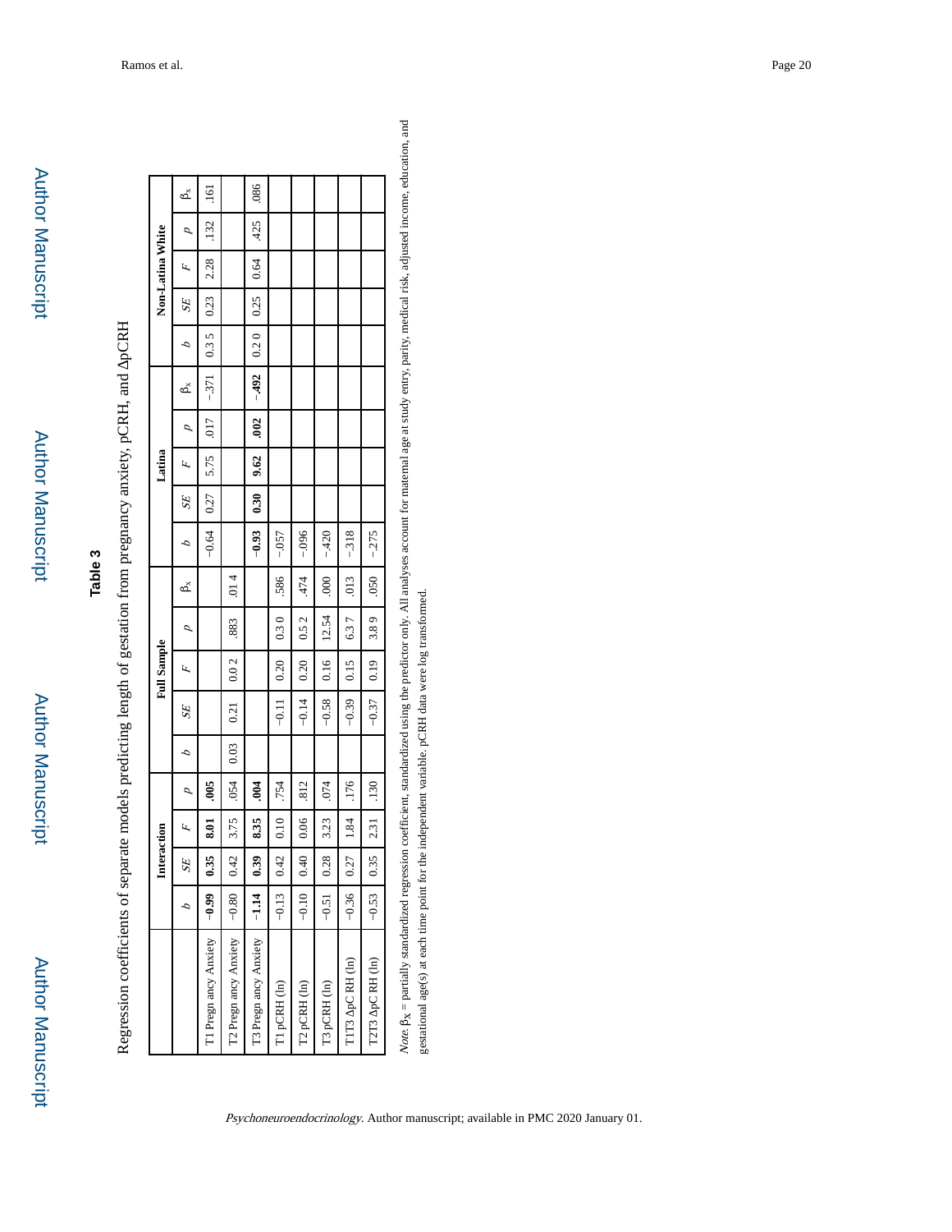**Table 3**

Regression coefficients of separate models predicting length of gestation from pregnancy anxiety, pCRH, and ΔpCRH

| | Interaction | | | | Full Sample | | | | | Latina | | | | | Non-Latina White | | | | |
|---|---|---|---|---|---|---|---|---|---|---|---|---|---|---|---|---|---|---|---|
| | *b* | *SE* | *F* | *p* | *b* | *SE* | *F* | *p* | $\beta_x$ | *b* | *SE* | *F* | *p* | $\beta_x$ | *b* | *SE* | *F* | *p* | $\beta_x$ |
| T1 Pregnancy Anxiety | **−0.99** | **0.35** | **8.01** | **.005** | | | | | | −0.64 | 0.27 | 5.75 | .017 | −.371 | 0.35 | 0.23 | 2.28 | .132 | .161 |
| T2 Pregnancy Anxiety | −0.80 | 0.42 | 3.75 | .054 | 0.03 | 0.21 | 0.02 | .883 | .014 | | | | | | | | | | |
| T3 Pregnancy Anxiety | **−1.14** | **0.39** | **8.35** | **.004** | | | | | | **−0.93** | **0.30** | **9.62** | **.002** | **−.492** | 0.20 | 0.25 | 0.64 | .425 | .086 |
| T1 pCRH (ln) | −0.13 | 0.42 | 0.10 | .754 | | −0.11 | 0.20 | 0.30 | .586 | −.057 | | | | | | | | | |
| T2 pCRH (ln) | −0.10 | 0.40 | 0.06 | .812 | | −0.14 | 0.20 | 0.52 | .474 | −.096 | | | | | | | | | |
| T3 pCRH (ln) | −0.51 | 0.28 | 3.23 | .074 | | −0.58 | 0.16 | 12.54 | .000 | −.420 | | | | | | | | | |
| T1T3 ΔpCRH (ln) | −0.36 | 0.27 | 1.84 | .176 | | −0.39 | 0.15 | 6.37 | .013 | −.318 | | | | | | | | | |
| T2T3 ΔpCRH (ln) | −0.53 | 0.35 | 2.31 | .130 | | −0.37 | 0.19 | 3.89 | .050 | −.275 | | | | | | | | | |

*Note.* $\beta_X$ = partially standardized regression coefficient, standardized using the predictor only. All analyses account for maternal age at study entry, parity, medical risk, adjusted income, education, and gestational age(s) at each time point for the independent variable. pCRH data were log transformed.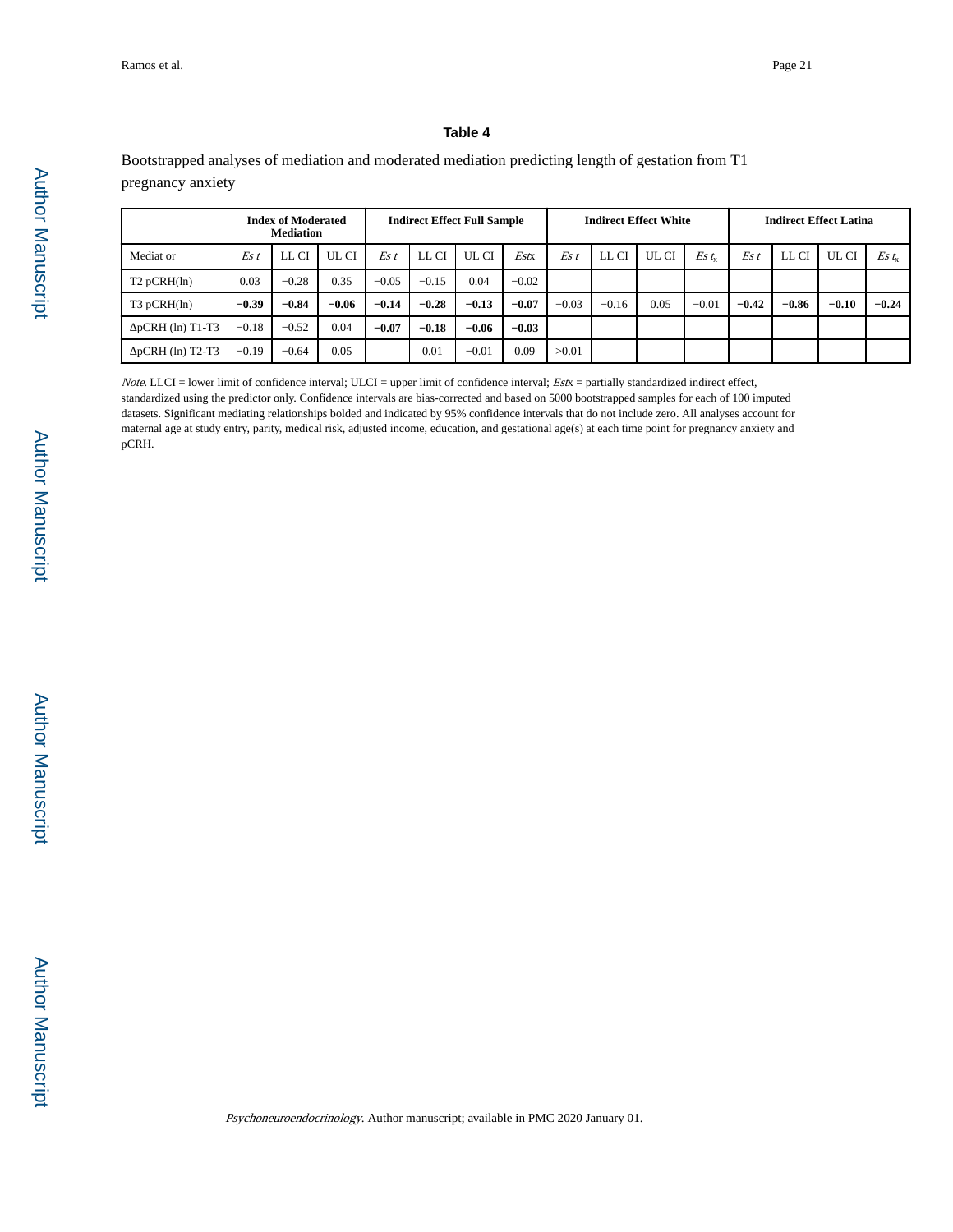**Table 4**

Bootstrapped analyses of mediation and moderated mediation predicting length of gestation from T1 pregnancy anxiety

| | Index of Moderated Mediation | | | Indirect Effect Full Sample | | | | Indirect Effect White | | | | Indirect Effect Latina | | | |
|---|---|---|---|---|---|---|---|---|---|---|---|---|---|---|---|
| Mediator | *Est* | LL CI | UL CI | *Est* | LL CI | UL CI | $Est_x$ | *Est* | LL CI | UL CI | $Est_x$ | *Est* | LL CI | UL CI | $Est_x$ |
| T2 pCRH(ln) | 0.03 | −0.28 | 0.35 | −0.05 | −0.15 | 0.04 | −0.02 | | | | | | | | |
| T3 pCRH(ln) | **−0.39** | **−0.84** | **−0.06** | **−0.14** | **−0.28** | **−0.13** | **−0.07** | −0.03 | −0.16 | 0.05 | −0.01 | **−0.42** | **−0.86** | **−0.10** | **−0.24** |
| ΔpCRH (ln) T1-T3 | −0.18 | −0.52 | 0.04 | **−0.07** | **−0.18** | **−0.06** | **−0.03** | | | | | | | | |
| ΔpCRH (ln) T2-T3 | −0.19 | −0.64 | 0.05 | | 0.01 | −0.01 | 0.09 | >0.01 | | | | | | | |

*Note*. LLCI = lower limit of confidence interval; ULCI = upper limit of confidence interval; $Est_x$ = partially standardized indirect effect, standardized using the predictor only. Confidence intervals are bias-corrected and based on 5000 bootstrapped samples for each of 100 imputed datasets. Significant mediating relationships bolded and indicated by 95% confidence intervals that do not include zero. All analyses account for maternal age at study entry, parity, medical risk, adjusted income, education, and gestational age(s) at each time point for pregnancy anxiety and pCRH.